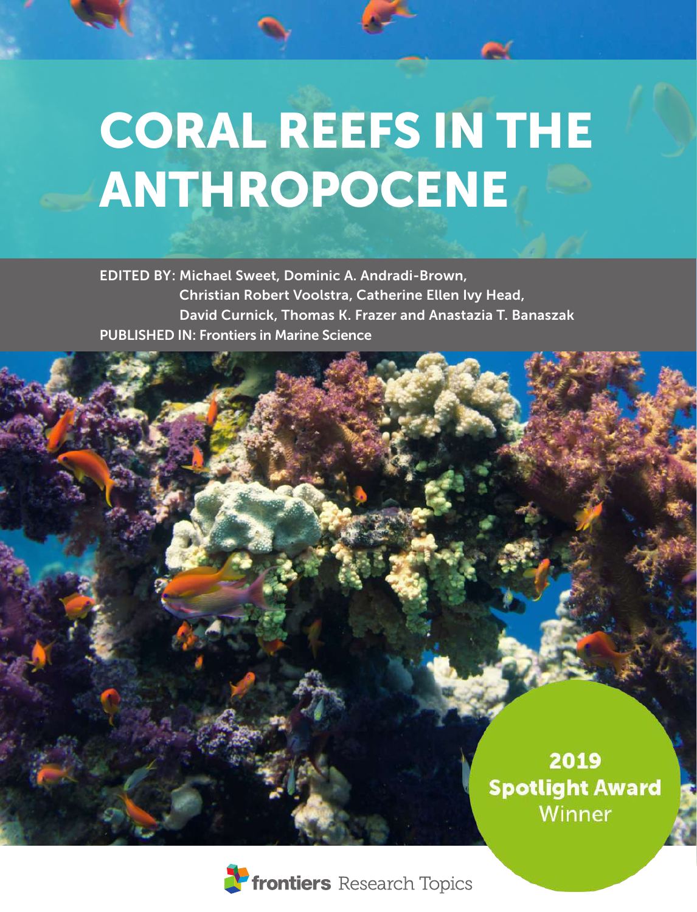# CORAL REEFS IN THE ANTHROPOCENE

**EDITED BY:** Michael Sweet, Dominic A. Andradi-Brown, Christian Robert Voolstra, Catherine Ellen Ivy Head, David Curnick, Thomas K. Frazer and Anastazia T. Banaszak

**PUBLISHED IN:** Frontiers in Marine Science

**2019 Spotlight Award** Winner

frontiers Research Topics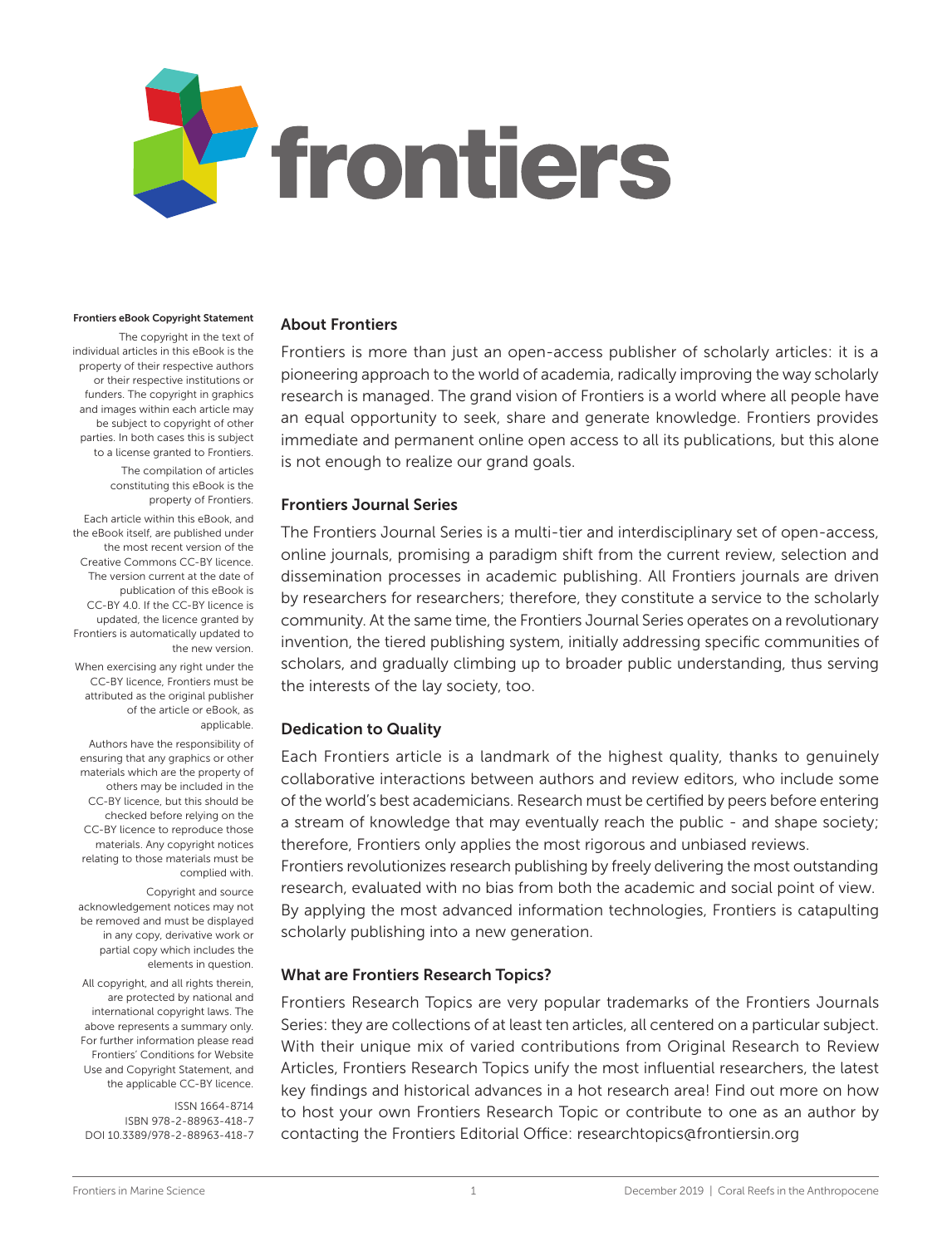**Frontiers eBook Copyright Statement**

The copyright in the text of individual articles in this eBook is the property of their respective authors or their respective institutions or funders. The copyright in graphics and images within each article may be subject to copyright of other parties. In both cases this is subject to a license granted to Frontiers.

The compilation of articles constituting this eBook is the property of Frontiers.

Each article within this eBook, and the eBook itself, are published under the most recent version of the Creative Commons CC-BY licence. The version current at the date of publication of this eBook is CC-BY 4.0. If the CC-BY licence is updated, the licence granted by Frontiers is automatically updated to the new version.

When exercising any right under the CC-BY licence, Frontiers must be attributed as the original publisher of the article or eBook, as applicable.

Authors have the responsibility of ensuring that any graphics or other materials which are the property of others may be included in the CC-BY licence, but this should be checked before relying on the CC-BY licence to reproduce those materials. Any copyright notices relating to those materials must be complied with.

Copyright and source acknowledgement notices may not be removed and must be displayed in any copy, derivative work or partial copy which includes the elements in question.

All copyright, and all rights therein, are protected by national and international copyright laws. The above represents a summary only. For further information please read Frontiers' Conditions for Website Use and Copyright Statement, and the applicable CC-BY licence.

ISSN 1664-8714
ISBN 978-2-88963-418-7
DOI 10.3389/978-2-88963-418-7

## About Frontiers

Frontiers is more than just an open-access publisher of scholarly articles: it is a pioneering approach to the world of academia, radically improving the way scholarly research is managed. The grand vision of Frontiers is a world where all people have an equal opportunity to seek, share and generate knowledge. Frontiers provides immediate and permanent online open access to all its publications, but this alone is not enough to realize our grand goals.

## Frontiers Journal Series

The Frontiers Journal Series is a multi-tier and interdisciplinary set of open-access, online journals, promising a paradigm shift from the current review, selection and dissemination processes in academic publishing. All Frontiers journals are driven by researchers for researchers; therefore, they constitute a service to the scholarly community. At the same time, the Frontiers Journal Series operates on a revolutionary invention, the tiered publishing system, initially addressing specific communities of scholars, and gradually climbing up to broader public understanding, thus serving the interests of the lay society, too.

## Dedication to Quality

Each Frontiers article is a landmark of the highest quality, thanks to genuinely collaborative interactions between authors and review editors, who include some of the world's best academicians. Research must be certified by peers before entering a stream of knowledge that may eventually reach the public - and shape society; therefore, Frontiers only applies the most rigorous and unbiased reviews.
Frontiers revolutionizes research publishing by freely delivering the most outstanding research, evaluated with no bias from both the academic and social point of view. By applying the most advanced information technologies, Frontiers is catapulting scholarly publishing into a new generation.

## What are Frontiers Research Topics?

Frontiers Research Topics are very popular trademarks of the Frontiers Journals Series: they are collections of at least ten articles, all centered on a particular subject. With their unique mix of varied contributions from Original Research to Review Articles, Frontiers Research Topics unify the most influential researchers, the latest key findings and historical advances in a hot research area! Find out more on how to host your own Frontiers Research Topic or contribute to one as an author by contacting the Frontiers Editorial Office: researchtopics@frontiersin.org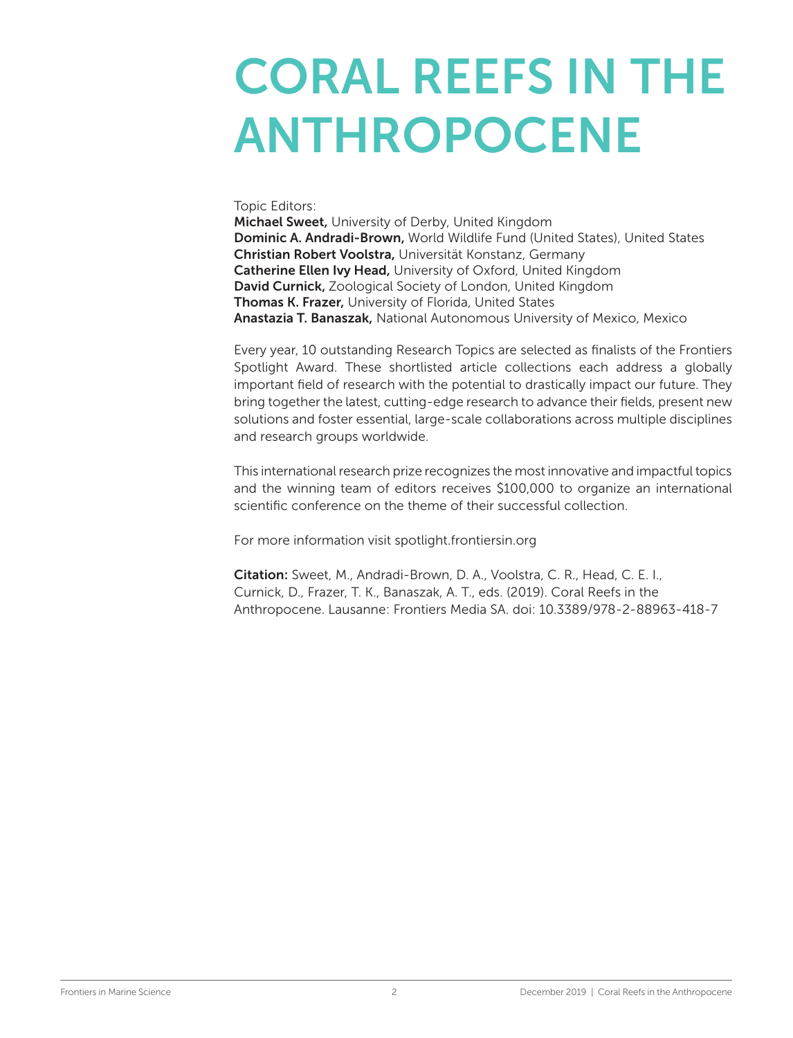# CORAL REEFS IN THE ANTHROPOCENE

Topic Editors:
**Michael Sweet,** University of Derby, United Kingdom
**Dominic A. Andradi-Brown,** World Wildlife Fund (United States), United States
**Christian Robert Voolstra,** Universität Konstanz, Germany
**Catherine Ellen Ivy Head,** University of Oxford, United Kingdom
**David Curnick,** Zoological Society of London, United Kingdom
**Thomas K. Frazer,** University of Florida, United States
**Anastazia T. Banaszak,** National Autonomous University of Mexico, Mexico

Every year, 10 outstanding Research Topics are selected as finalists of the Frontiers Spotlight Award. These shortlisted article collections each address a globally important field of research with the potential to drastically impact our future. They bring together the latest, cutting-edge research to advance their fields, present new solutions and foster essential, large-scale collaborations across multiple disciplines and research groups worldwide.

This international research prize recognizes the most innovative and impactful topics and the winning team of editors receives $100,000 to organize an international scientific conference on the theme of their successful collection.

For more information visit spotlight.frontiersin.org

**Citation:** Sweet, M., Andradi-Brown, D. A., Voolstra, C. R., Head, C. E. I., Curnick, D., Frazer, T. K., Banaszak, A. T., eds. (2019). Coral Reefs in the Anthropocene. Lausanne: Frontiers Media SA. doi: 10.3389/978-2-88963-418-7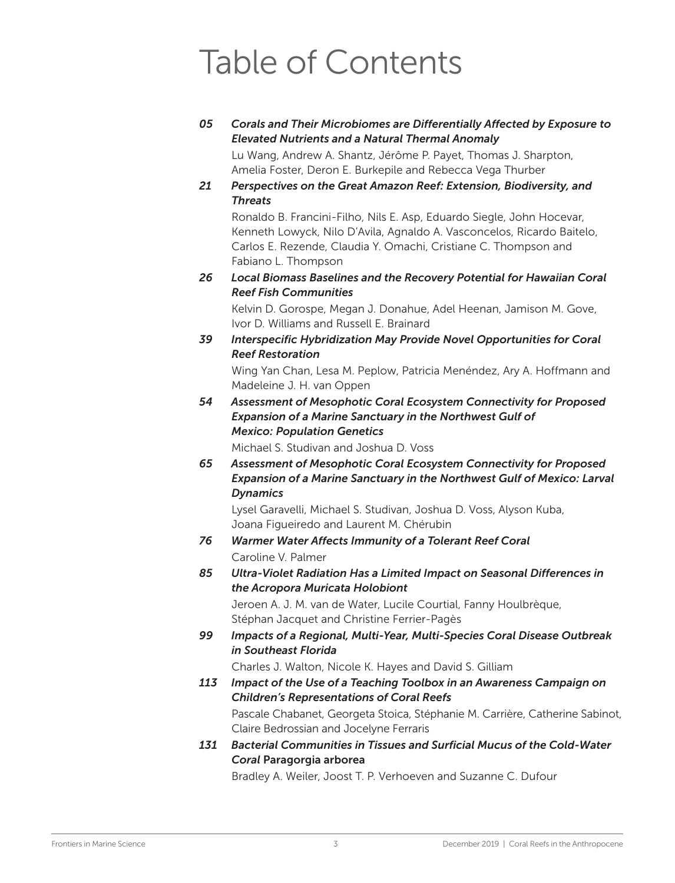# Table of Contents

**05** ***Corals and Their Microbiomes are Differentially Affected by Exposure to Elevated Nutrients and a Natural Thermal Anomaly***

Lu Wang, Andrew A. Shantz, Jérôme P. Payet, Thomas J. Sharpton, Amelia Foster, Deron E. Burkepile and Rebecca Vega Thurber

**21** ***Perspectives on the Great Amazon Reef: Extension, Biodiversity, and Threats***

Ronaldo B. Francini-Filho, Nils E. Asp, Eduardo Siegle, John Hocevar, Kenneth Lowyck, Nilo D'Avila, Agnaldo A. Vasconcelos, Ricardo Baitelo, Carlos E. Rezende, Claudia Y. Omachi, Cristiane C. Thompson and Fabiano L. Thompson

**26** ***Local Biomass Baselines and the Recovery Potential for Hawaiian Coral Reef Fish Communities***

Kelvin D. Gorospe, Megan J. Donahue, Adel Heenan, Jamison M. Gove, Ivor D. Williams and Russell E. Brainard

**39** ***Interspecific Hybridization May Provide Novel Opportunities for Coral Reef Restoration***

Wing Yan Chan, Lesa M. Peplow, Patricia Menéndez, Ary A. Hoffmann and Madeleine J. H. van Oppen

**54** ***Assessment of Mesophotic Coral Ecosystem Connectivity for Proposed Expansion of a Marine Sanctuary in the Northwest Gulf of Mexico: Population Genetics***

Michael S. Studivan and Joshua D. Voss

**65** ***Assessment of Mesophotic Coral Ecosystem Connectivity for Proposed Expansion of a Marine Sanctuary in the Northwest Gulf of Mexico: Larval Dynamics***

Lysel Garavelli, Michael S. Studivan, Joshua D. Voss, Alyson Kuba, Joana Figueiredo and Laurent M. Chérubin

**76** ***Warmer Water Affects Immunity of a Tolerant Reef Coral***

Caroline V. Palmer

**85** ***Ultra-Violet Radiation Has a Limited Impact on Seasonal Differences in the Acropora Muricata Holobiont***

Jeroen A. J. M. van de Water, Lucile Courtial, Fanny Houlbrèque, Stéphan Jacquet and Christine Ferrier-Pagès

**99** ***Impacts of a Regional, Multi-Year, Multi-Species Coral Disease Outbreak in Southeast Florida***

Charles J. Walton, Nicole K. Hayes and David S. Gilliam

**113** ***Impact of the Use of a Teaching Toolbox in an Awareness Campaign on Children's Representations of Coral Reefs***

Pascale Chabanet, Georgeta Stoica, Stéphanie M. Carrière, Catherine Sabinot, Claire Bedrossian and Jocelyne Ferraris

**131** ***Bacterial Communities in Tissues and Surficial Mucus of the Cold-Water Coral* Paragorgia arborea**

Bradley A. Weiler, Joost T. P. Verhoeven and Suzanne C. Dufour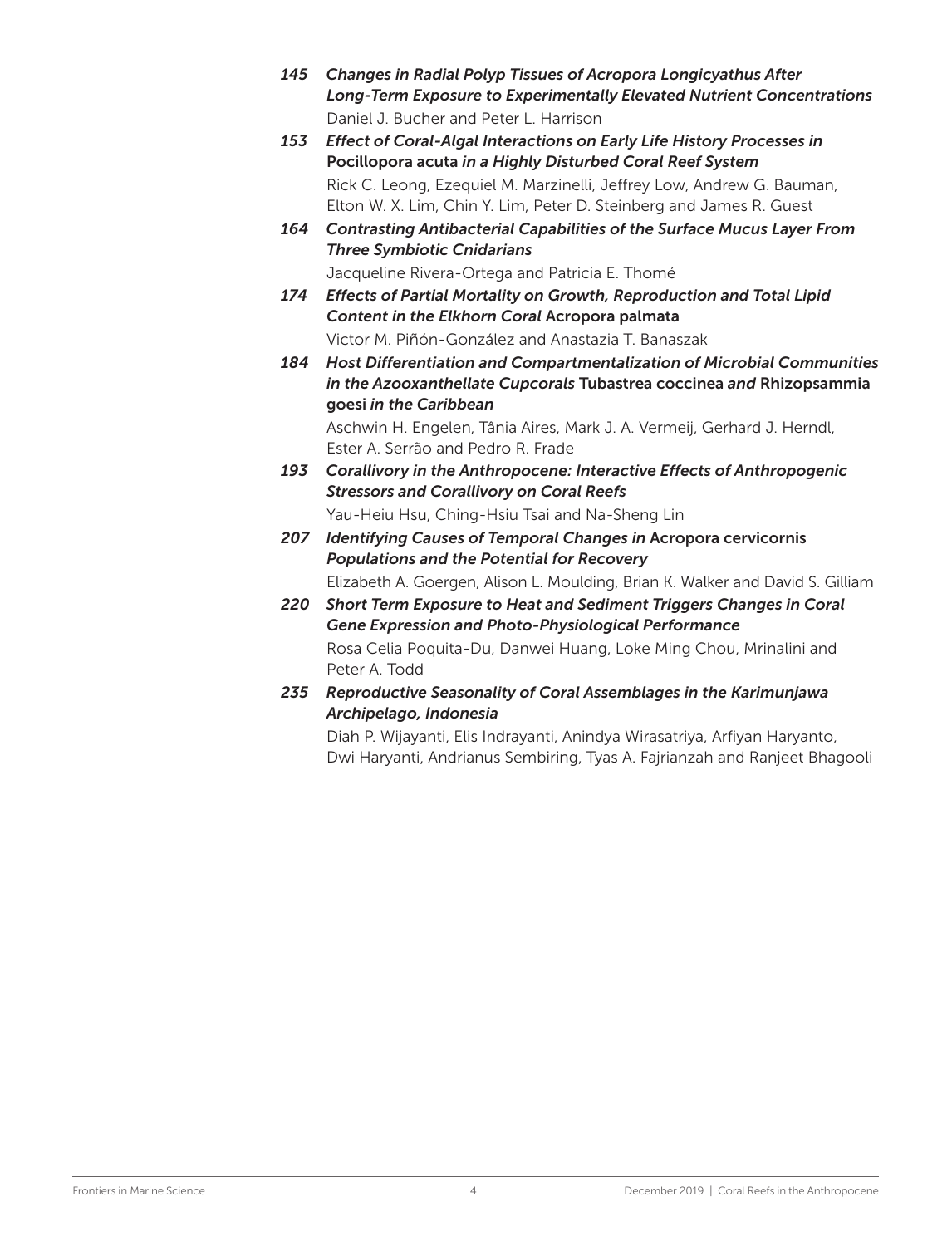**145** ***Changes in Radial Polyp Tissues of Acropora Longicyathus After Long-Term Exposure to Experimentally Elevated Nutrient Concentrations***
Daniel J. Bucher and Peter L. Harrison

**153** ***Effect of Coral-Algal Interactions on Early Life History Processes in*** **Pocillopora acuta** ***in a Highly Disturbed Coral Reef System***
Rick C. Leong, Ezequiel M. Marzinelli, Jeffrey Low, Andrew G. Bauman, Elton W. X. Lim, Chin Y. Lim, Peter D. Steinberg and James R. Guest

**164** ***Contrasting Antibacterial Capabilities of the Surface Mucus Layer From Three Symbiotic Cnidarians***
Jacqueline Rivera-Ortega and Patricia E. Thomé

**174** ***Effects of Partial Mortality on Growth, Reproduction and Total Lipid Content in the Elkhorn Coral*** **Acropora palmata**
Victor M. Piñón-González and Anastazia T. Banaszak

**184** ***Host Differentiation and Compartmentalization of Microbial Communities in the Azooxanthellate Cupcorals*** **Tubastrea coccinea** ***and*** **Rhizopsammia goesi** ***in the Caribbean***
Aschwin H. Engelen, Tânia Aires, Mark J. A. Vermeij, Gerhard J. Herndl, Ester A. Serrão and Pedro R. Frade

**193** ***Corallivory in the Anthropocene: Interactive Effects of Anthropogenic Stressors and Corallivory on Coral Reefs***
Yau-Heiu Hsu, Ching-Hsiu Tsai and Na-Sheng Lin

**207** ***Identifying Causes of Temporal Changes in*** **Acropora cervicornis** ***Populations and the Potential for Recovery***
Elizabeth A. Goergen, Alison L. Moulding, Brian K. Walker and David S. Gilliam

**220** ***Short Term Exposure to Heat and Sediment Triggers Changes in Coral Gene Expression and Photo-Physiological Performance***
Rosa Celia Poquita-Du, Danwei Huang, Loke Ming Chou, Mrinalini and Peter A. Todd

**235** ***Reproductive Seasonality of Coral Assemblages in the Karimunjawa Archipelago, Indonesia***
Diah P. Wijayanti, Elis Indrayanti, Anindya Wirasatriya, Arfiyan Haryanto, Dwi Haryanti, Andrianus Sembiring, Tyas A. Fajrianzah and Ranjeet Bhagooli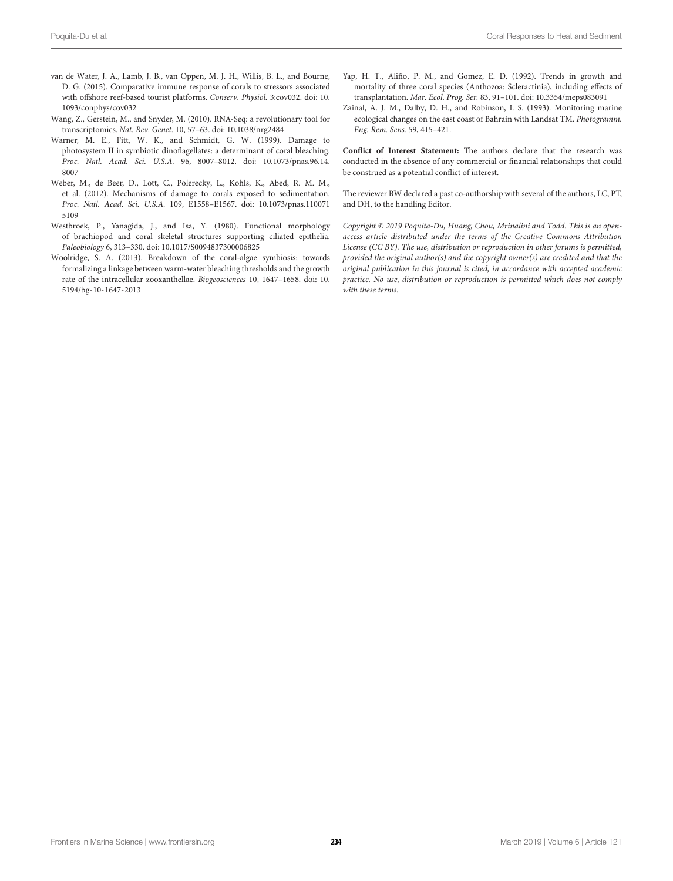van de Water, J. A., Lamb, J. B., van Oppen, M. J. H., Willis, B. L., and Bourne, D. G. (2015). Comparative immune response of corals to stressors associated with offshore reef-based tourist platforms. *Conserv. Physiol.* 3:cov032. doi: 10.1093/conphys/cov032

Wang, Z., Gerstein, M., and Snyder, M. (2010). RNA-Seq: a revolutionary tool for transcriptomics. *Nat. Rev. Genet.* 10, 57–63. doi: 10.1038/nrg2484

Warner, M. E., Fitt, W. K., and Schmidt, G. W. (1999). Damage to photosystem II in symbiotic dinoflagellates: a determinant of coral bleaching. *Proc. Natl. Acad. Sci. U.S.A.* 96, 8007–8012. doi: 10.1073/pnas.96.14.8007

Weber, M., de Beer, D., Lott, C., Polerecky, L., Kohls, K., Abed, R. M. M., et al. (2012). Mechanisms of damage to corals exposed to sedimentation. *Proc. Natl. Acad. Sci. U.S.A.* 109, E1558–E1567. doi: 10.1073/pnas.1100715109

Westbroek, P., Yanagida, J., and Isa, Y. (1980). Functional morphology of brachiopod and coral skeletal structures supporting ciliated epithelia. *Paleobiology* 6, 313–330. doi: 10.1017/S0094837300006825

Woolridge, S. A. (2013). Breakdown of the coral-algae symbiosis: towards formalizing a linkage between warm-water bleaching thresholds and the growth rate of the intracellular zooxanthellae. *Biogeosciences* 10, 1647–1658. doi: 10.5194/bg-10-1647-2013

Yap, H. T., Aliño, P. M., and Gomez, E. D. (1992). Trends in growth and mortality of three coral species (Anthozoa: Scleractinia), including effects of transplantation. *Mar. Ecol. Prog. Ser.* 83, 91–101. doi: 10.3354/meps083091

Zainal, A. J. M., Dalby, D. H., and Robinson, I. S. (1993). Monitoring marine ecological changes on the east coast of Bahrain with Landsat TM. *Photogramm. Eng. Rem. Sens.* 59, 415–421.

**Conflict of Interest Statement:** The authors declare that the research was conducted in the absence of any commercial or financial relationships that could be construed as a potential conflict of interest.

The reviewer BW declared a past co-authorship with several of the authors, LC, PT, and DH, to the handling Editor.

*Copyright © 2019 Poquita-Du, Huang, Chou, Mrinalini and Todd. This is an open-access article distributed under the terms of the Creative Commons Attribution License (CC BY). The use, distribution or reproduction in other forums is permitted, provided the original author(s) and the copyright owner(s) are credited and that the original publication in this journal is cited, in accordance with accepted academic practice. No use, distribution or reproduction is permitted which does not comply with these terms.*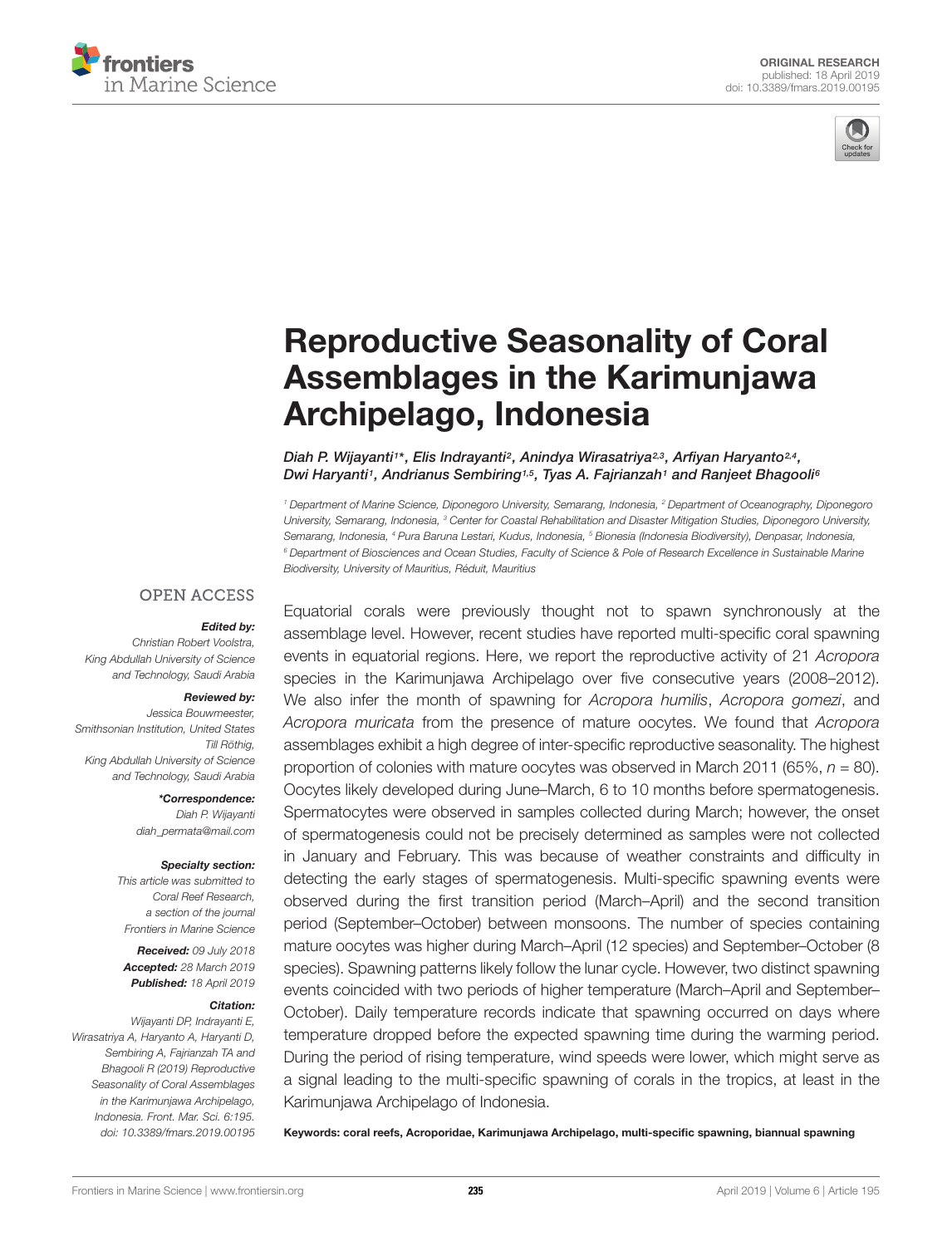# Reproductive Seasonality of Coral Assemblages in the Karimunjawa Archipelago, Indonesia

*Diah P. Wijayanti[1]\*, Elis Indrayanti[2], Anindya Wirasatriya[2,3], Arfiyan Haryanto[2,4], Dwi Haryanti[1], Andrianus Sembiring[1,5], Tyas A. Fajrianzah[1] and Ranjeet Bhagooli[6]*

[1] Department of Marine Science, Diponegoro University, Semarang, Indonesia, [2] Department of Oceanography, Diponegoro University, Semarang, Indonesia, [3] Center for Coastal Rehabilitation and Disaster Mitigation Studies, Diponegoro University, Semarang, Indonesia, [4] Pura Baruna Lestari, Kudus, Indonesia, [5] Bionesia (Indonesia Biodiversity), Denpasar, Indonesia, [6] Department of Biosciences and Ocean Studies, Faculty of Science & Pole of Research Excellence in Sustainable Marine Biodiversity, University of Mauritius, Réduit, Mauritius

OPEN ACCESS

***Edited by:***
Christian Robert Voolstra, King Abdullah University of Science and Technology, Saudi Arabia

***Reviewed by:***
Jessica Bouwmeester, Smithsonian Institution, United States
Till Röthig, King Abdullah University of Science and Technology, Saudi Arabia

***\*Correspondence:***
Diah P. Wijayanti
diah_permata@mail.com

***Specialty section:***
This article was submitted to Coral Reef Research, a section of the journal Frontiers in Marine Science

***Received:*** 09 July 2018
***Accepted:*** 28 March 2019
***Published:*** 18 April 2019

***Citation:***
Wijayanti DP, Indrayanti E, Wirasatriya A, Haryanto A, Haryanti D, Sembiring A, Fajrianzah TA and Bhagooli R (2019) Reproductive Seasonality of Coral Assemblages in the Karimunjawa Archipelago, Indonesia. Front. Mar. Sci. 6:195. doi: 10.3389/fmars.2019.00195

Equatorial corals were previously thought not to spawn synchronously at the assemblage level. However, recent studies have reported multi-specific coral spawning events in equatorial regions. Here, we report the reproductive activity of 21 *Acropora* species in the Karimunjawa Archipelago over five consecutive years (2008–2012). We also infer the month of spawning for *Acropora humilis*, *Acropora gomezi*, and *Acropora muricata* from the presence of mature oocytes. We found that *Acropora* assemblages exhibit a high degree of inter-specific reproductive seasonality. The highest proportion of colonies with mature oocytes was observed in March 2011 (65%, $n = 80$). Oocytes likely developed during June–March, 6 to 10 months before spermatogenesis. Spermatocytes were observed in samples collected during March; however, the onset of spermatogenesis could not be precisely determined as samples were not collected in January and February. This was because of weather constraints and difficulty in detecting the early stages of spermatogenesis. Multi-specific spawning events were observed during the first transition period (March–April) and the second transition period (September–October) between monsoons. The number of species containing mature oocytes was higher during March–April (12 species) and September–October (8 species). Spawning patterns likely follow the lunar cycle. However, two distinct spawning events coincided with two periods of higher temperature (March–April and September–October). Daily temperature records indicate that spawning occurred on days where temperature dropped before the expected spawning time during the warming period. During the period of rising temperature, wind speeds were lower, which might serve as a signal leading to the multi-specific spawning of corals in the tropics, at least in the Karimunjawa Archipelago of Indonesia.

**Keywords: coral reefs, Acroporidae, Karimunjawa Archipelago, multi-specific spawning, biannual spawning**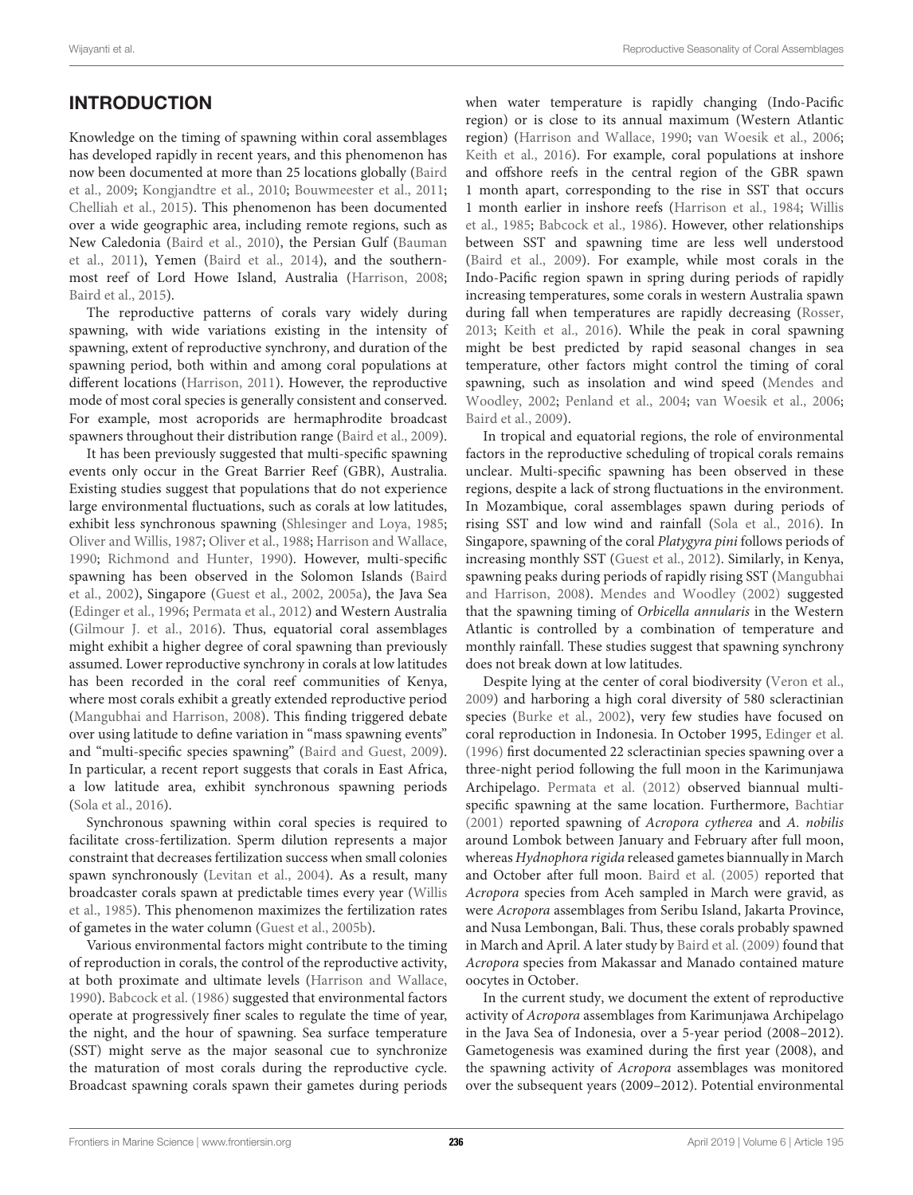## INTRODUCTION

Knowledge on the timing of spawning within coral assemblages has developed rapidly in recent years, and this phenomenon has now been documented at more than 25 locations globally (Baird et al., 2009; Kongjandtre et al., 2010; Bouwmeester et al., 2011; Chelliah et al., 2015). This phenomenon has been documented over a wide geographic area, including remote regions, such as New Caledonia (Baird et al., 2010), the Persian Gulf (Bauman et al., 2011), Yemen (Baird et al., 2014), and the southernmost reef of Lord Howe Island, Australia (Harrison, 2008; Baird et al., 2015).

The reproductive patterns of corals vary widely during spawning, with wide variations existing in the intensity of spawning, extent of reproductive synchrony, and duration of the spawning period, both within and among coral populations at different locations (Harrison, 2011). However, the reproductive mode of most coral species is generally consistent and conserved. For example, most acroporids are hermaphrodite broadcast spawners throughout their distribution range (Baird et al., 2009).

It has been previously suggested that multi-specific spawning events only occur in the Great Barrier Reef (GBR), Australia. Existing studies suggest that populations that do not experience large environmental fluctuations, such as corals at low latitudes, exhibit less synchronous spawning (Shlesinger and Loya, 1985; Oliver and Willis, 1987; Oliver et al., 1988; Harrison and Wallace, 1990; Richmond and Hunter, 1990). However, multi-specific spawning has been observed in the Solomon Islands (Baird et al., 2002), Singapore (Guest et al., 2002, 2005a), the Java Sea (Edinger et al., 1996; Permata et al., 2012) and Western Australia (Gilmour J. et al., 2016). Thus, equatorial coral assemblages might exhibit a higher degree of coral spawning than previously assumed. Lower reproductive synchrony in corals at low latitudes has been recorded in the coral reef communities of Kenya, where most corals exhibit a greatly extended reproductive period (Mangubhai and Harrison, 2008). This finding triggered debate over using latitude to define variation in "mass spawning events" and "multi-specific species spawning" (Baird and Guest, 2009). In particular, a recent report suggests that corals in East Africa, a low latitude area, exhibit synchronous spawning periods (Sola et al., 2016).

Synchronous spawning within coral species is required to facilitate cross-fertilization. Sperm dilution represents a major constraint that decreases fertilization success when small colonies spawn synchronously (Levitan et al., 2004). As a result, many broadcaster corals spawn at predictable times every year (Willis et al., 1985). This phenomenon maximizes the fertilization rates of gametes in the water column (Guest et al., 2005b).

Various environmental factors might contribute to the timing of reproduction in corals, the control of the reproductive activity, at both proximate and ultimate levels (Harrison and Wallace, 1990). Babcock et al. (1986) suggested that environmental factors operate at progressively finer scales to regulate the time of year, the night, and the hour of spawning. Sea surface temperature (SST) might serve as the major seasonal cue to synchronize the maturation of most corals during the reproductive cycle. Broadcast spawning corals spawn their gametes during periods when water temperature is rapidly changing (Indo-Pacific region) or is close to its annual maximum (Western Atlantic region) (Harrison and Wallace, 1990; van Woesik et al., 2006; Keith et al., 2016). For example, coral populations at inshore and offshore reefs in the central region of the GBR spawn 1 month apart, corresponding to the rise in SST that occurs 1 month earlier in inshore reefs (Harrison et al., 1984; Willis et al., 1985; Babcock et al., 1986). However, other relationships between SST and spawning time are less well understood (Baird et al., 2009). For example, while most corals in the Indo-Pacific region spawn in spring during periods of rapidly increasing temperatures, some corals in western Australia spawn during fall when temperatures are rapidly decreasing (Rosser, 2013; Keith et al., 2016). While the peak in coral spawning might be best predicted by rapid seasonal changes in sea temperature, other factors might control the timing of coral spawning, such as insolation and wind speed (Mendes and Woodley, 2002; Penland et al., 2004; van Woesik et al., 2006; Baird et al., 2009).

In tropical and equatorial regions, the role of environmental factors in the reproductive scheduling of tropical corals remains unclear. Multi-specific spawning has been observed in these regions, despite a lack of strong fluctuations in the environment. In Mozambique, coral assemblages spawn during periods of rising SST and low wind and rainfall (Sola et al., 2016). In Singapore, spawning of the coral *Platygyra pini* follows periods of increasing monthly SST (Guest et al., 2012). Similarly, in Kenya, spawning peaks during periods of rapidly rising SST (Mangubhai and Harrison, 2008). Mendes and Woodley (2002) suggested that the spawning timing of *Orbicella annularis* in the Western Atlantic is controlled by a combination of temperature and monthly rainfall. These studies suggest that spawning synchrony does not break down at low latitudes.

Despite lying at the center of coral biodiversity (Veron et al., 2009) and harboring a high coral diversity of 580 scleractinian species (Burke et al., 2002), very few studies have focused on coral reproduction in Indonesia. In October 1995, Edinger et al. (1996) first documented 22 scleractinian species spawning over a three-night period following the full moon in the Karimunjawa Archipelago. Permata et al. (2012) observed biannual multi-specific spawning at the same location. Furthermore, Bachtiar (2001) reported spawning of *Acropora cytherea* and *A. nobilis* around Lombok between January and February after full moon, whereas *Hydnophora rigida* released gametes biannually in March and October after full moon. Baird et al. (2005) reported that *Acropora* species from Aceh sampled in March were gravid, as were *Acropora* assemblages from Seribu Island, Jakarta Province, and Nusa Lembongan, Bali. Thus, these corals probably spawned in March and April. A later study by Baird et al. (2009) found that *Acropora* species from Makassar and Manado contained mature oocytes in October.

In the current study, we document the extent of reproductive activity of *Acropora* assemblages from Karimunjawa Archipelago in the Java Sea of Indonesia, over a 5-year period (2008–2012). Gametogenesis was examined during the first year (2008), and the spawning activity of *Acropora* assemblages was monitored over the subsequent years (2009–2012). Potential environmental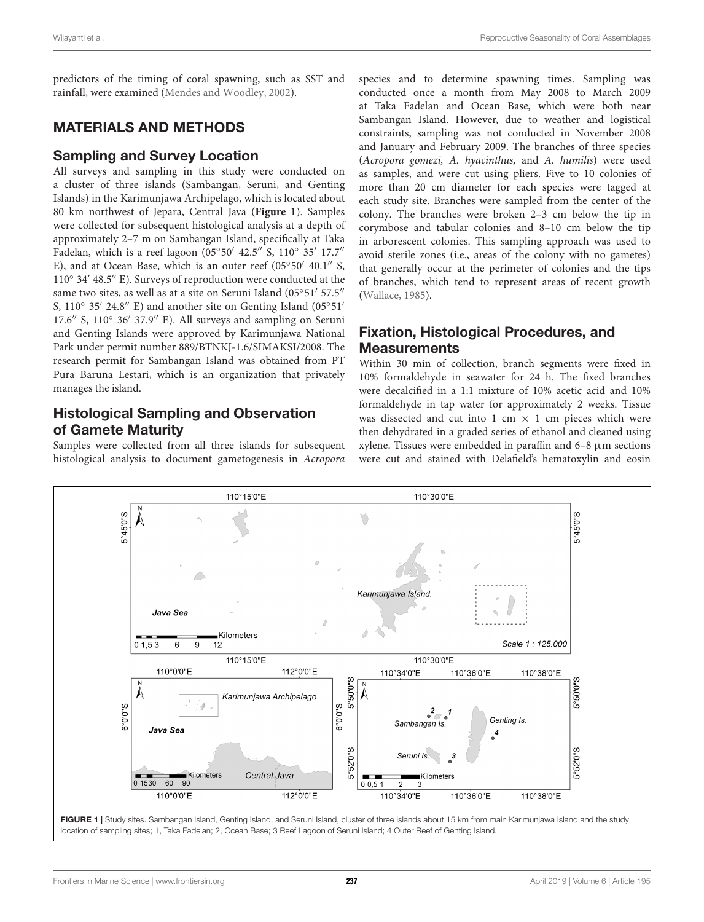predictors of the timing of coral spawning, such as SST and rainfall, were examined (Mendes and Woodley, 2002).

## MATERIALS AND METHODS

### Sampling and Survey Location

All surveys and sampling in this study were conducted on a cluster of three islands (Sambangan, Seruni, and Genting Islands) in the Karimunjawa Archipelago, which is located about 80 km northwest of Jepara, Central Java (**Figure 1**). Samples were collected for subsequent histological analysis at a depth of approximately 2–7 m on Sambangan Island, specifically at Taka Fadelan, which is a reef lagoon (05°50′ 42.5″ S, 110° 35′ 17.7″ E), and at Ocean Base, which is an outer reef (05°50′ 40.1″ S, 110° 34′ 48.5″ E). Surveys of reproduction were conducted at the same two sites, as well as at a site on Seruni Island (05°51′ 57.5″ S, 110° 35′ 24.8″ E) and another site on Genting Island (05°51′ 17.6″ S, 110° 36′ 37.9″ E). All surveys and sampling on Seruni and Genting Islands were approved by Karimunjawa National Park under permit number 889/BTNKJ-1.6/SIMAKSI/2008. The research permit for Sambangan Island was obtained from PT Pura Baruna Lestari, which is an organization that privately manages the island.

### Histological Sampling and Observation of Gamete Maturity

Samples were collected from all three islands for subsequent histological analysis to document gametogenesis in *Acropora* species and to determine spawning times. Sampling was conducted once a month from May 2008 to March 2009 at Taka Fadelan and Ocean Base, which were both near Sambangan Island. However, due to weather and logistical constraints, sampling was not conducted in November 2008 and January and February 2009. The branches of three species (*Acropora gomezi, A. hyacinthus,* and *A. humilis*) were used as samples, and were cut using pliers. Five to 10 colonies of more than 20 cm diameter for each species were tagged at each study site. Branches were sampled from the center of the colony. The branches were broken 2–3 cm below the tip in corymbose and tabular colonies and 8–10 cm below the tip in arborescent colonies. This sampling approach was used to avoid sterile zones (i.e., areas of the colony with no gametes) that generally occur at the perimeter of colonies and the tips of branches, which tend to represent areas of recent growth (Wallace, 1985).

### Fixation, Histological Procedures, and Measurements

Within 30 min of collection, branch segments were fixed in 10% formaldehyde in seawater for 24 h. The fixed branches were decalcified in a 1:1 mixture of 10% acetic acid and 10% formaldehyde in tap water for approximately 2 weeks. Tissue was dissected and cut into 1 cm × 1 cm pieces which were then dehydrated in a graded series of ethanol and cleaned using xylene. Tissues were embedded in paraffin and 6–8 μm sections were cut and stained with Delafield's hematoxylin and eosin

**FIGURE 1** | Study sites. Sambangan Island, Genting Island, and Seruni Island, cluster of three islands about 15 km from main Karimunjawa Island and the study location of sampling sites; 1, Taka Fadelan; 2, Ocean Base; 3 Reef Lagoon of Seruni Island; 4 Outer Reef of Genting Island.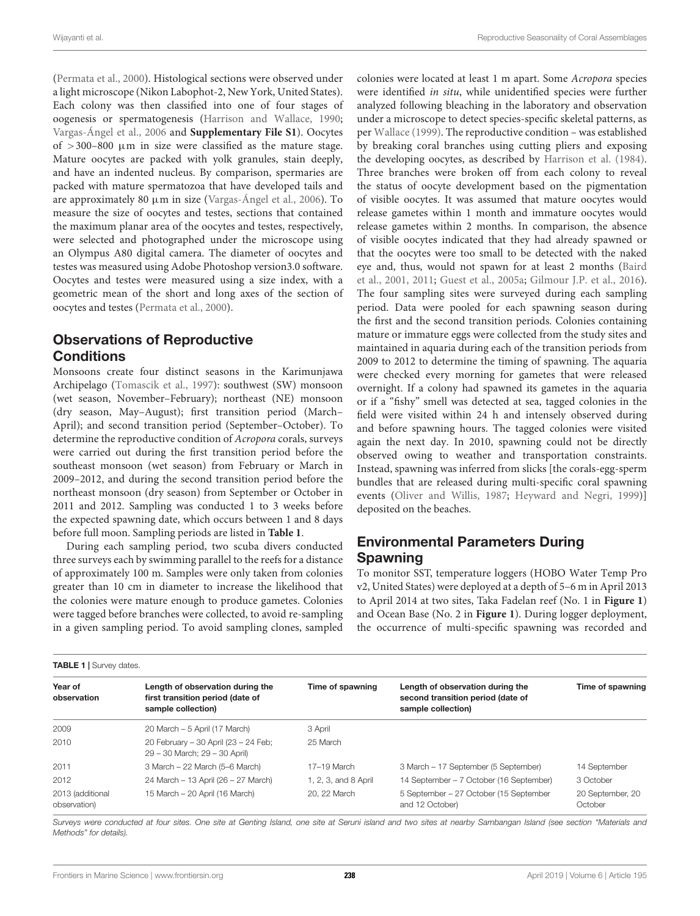(Permata et al., 2000). Histological sections were observed under a light microscope (Nikon Labophot-2, New York, United States). Each colony was then classified into one of four stages of oogenesis or spermatogenesis (Harrison and Wallace, 1990; Vargas-Ángel et al., 2006 and **Supplementary File S1**). Oocytes of >300–800 μm in size were classified as the mature stage. Mature oocytes are packed with yolk granules, stain deeply, and have an indented nucleus. By comparison, spermaries are packed with mature spermatozoa that have developed tails and are approximately 80 μm in size (Vargas-Ángel et al., 2006). To measure the size of oocytes and testes, sections that contained the maximum planar area of the oocytes and testes, respectively, were selected and photographed under the microscope using an Olympus A80 digital camera. The diameter of oocytes and testes was measured using Adobe Photoshop version3.0 software. Oocytes and testes were measured using a size index, with a geometric mean of the short and long axes of the section of oocytes and testes (Permata et al., 2000).

## Observations of Reproductive Conditions

Monsoons create four distinct seasons in the Karimunjawa Archipelago (Tomascik et al., 1997): southwest (SW) monsoon (wet season, November–February); northeast (NE) monsoon (dry season, May–August); first transition period (March–April); and second transition period (September–October). To determine the reproductive condition of *Acropora* corals, surveys were carried out during the first transition period before the southeast monsoon (wet season) from February or March in 2009–2012, and during the second transition period before the northeast monsoon (dry season) from September or October in 2011 and 2012. Sampling was conducted 1 to 3 weeks before the expected spawning date, which occurs between 1 and 8 days before full moon. Sampling periods are listed in **Table 1**.

During each sampling period, two scuba divers conducted three surveys each by swimming parallel to the reefs for a distance of approximately 100 m. Samples were only taken from colonies greater than 10 cm in diameter to increase the likelihood that the colonies were mature enough to produce gametes. Colonies were tagged before branches were collected, to avoid re-sampling in a given sampling period. To avoid sampling clones, sampled colonies were located at least 1 m apart. Some *Acropora* species were identified *in situ*, while unidentified species were further analyzed following bleaching in the laboratory and observation under a microscope to detect species-specific skeletal patterns, as per Wallace (1999). The reproductive condition – was established by breaking coral branches using cutting pliers and exposing the developing oocytes, as described by Harrison et al. (1984). Three branches were broken off from each colony to reveal the status of oocyte development based on the pigmentation of visible oocytes. It was assumed that mature oocytes would release gametes within 1 month and immature oocytes would release gametes within 2 months. In comparison, the absence of visible oocytes indicated that they had already spawned or that the oocytes were too small to be detected with the naked eye and, thus, would not spawn for at least 2 months (Baird et al., 2001, 2011; Guest et al., 2005a; Gilmour J.P. et al., 2016). The four sampling sites were surveyed during each sampling period. Data were pooled for each spawning season during the first and the second transition periods. Colonies containing mature or immature eggs were collected from the study sites and maintained in aquaria during each of the transition periods from 2009 to 2012 to determine the timing of spawning. The aquaria were checked every morning for gametes that were released overnight. If a colony had spawned its gametes in the aquaria or if a "fishy" smell was detected at sea, tagged colonies in the field were visited within 24 h and intensely observed during and before spawning hours. The tagged colonies were visited again the next day. In 2010, spawning could not be directly observed owing to weather and transportation constraints. Instead, spawning was inferred from slicks [the corals-egg-sperm bundles that are released during multi-specific coral spawning events (Oliver and Willis, 1987; Heyward and Negri, 1999)] deposited on the beaches.

## Environmental Parameters During Spawning

To monitor SST, temperature loggers (HOBO Water Temp Pro v2, United States) were deployed at a depth of 5–6 m in April 2013 to April 2014 at two sites, Taka Fadelan reef (No. 1 in **Figure 1**) and Ocean Base (No. 2 in **Figure 1**). During logger deployment, the occurrence of multi-specific spawning was recorded and

**TABLE 1** | Survey dates.

| Year of observation | Length of observation during the first transition period (date of sample collection) | Time of spawning | Length of observation during the second transition period (date of sample collection) | Time of spawning |
|---|---|---|---|---|
| 2009 | 20 March – 5 April (17 March) | 3 April | | |
| 2010 | 20 February – 30 April (23 – 24 Feb; 29 – 30 March; 29 – 30 April) | 25 March | | |
| 2011 | 3 March – 22 March (5–6 March) | 17–19 March | 3 March – 17 September (5 September) | 14 September |
| 2012 | 24 March – 13 April (26 – 27 March) | 1, 2, 3, and 8 April | 14 September – 7 October (16 September) | 3 October |
| 2013 (additional observation) | 15 March – 20 April (16 March) | 20, 22 March | 5 September – 27 October (15 September and 12 October) | 20 September, 20 October |

*Surveys were conducted at four sites. One site at Genting Island, one site at Seruni island and two sites at nearby Sambangan Island (see section "Materials and Methods" for details).*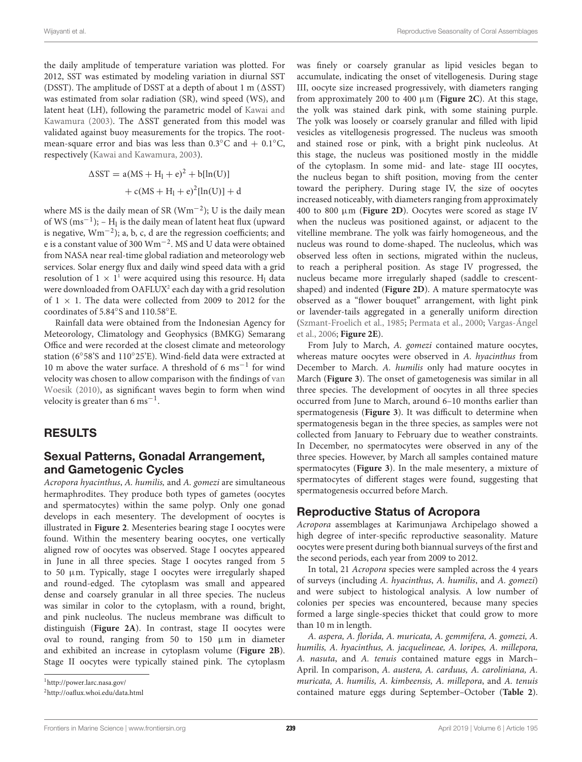the daily amplitude of temperature variation was plotted. For 2012, SST was estimated by modeling variation in diurnal SST (DSST). The amplitude of DSST at a depth of about 1 m ($\Delta$SST) was estimated from solar radiation (SR), wind speed (WS), and latent heat (LH), following the parametric model of Kawai and Kawamura (2003). The $\Delta$SST generated from this model was validated against buoy measurements for the tropics. The root-mean-square error and bias was less than 0.3°C and + 0.1°C, respectively (Kawai and Kawamura, 2003).

$$\Delta \text{SST} = a(\text{MS} + \text{H}_l + e)^2 + b[\ln(\text{U})] + c(\text{MS} + \text{H}_l + e)^2[\ln(\text{U})] + d$$

where MS is the daily mean of SR ($\text{Wm}^{-2}$); U is the daily mean of WS ($\text{ms}^{-1}$); – $\text{H}_l$ is the daily mean of latent heat flux (upward is negative, $\text{Wm}^{-2}$); a, b, c, d are the regression coefficients; and e is a constant value of 300 $\text{Wm}^{-2}$. MS and U data were obtained from NASA near real-time global radiation and meteorology web services. Solar energy flux and daily wind speed data with a grid resolution of 1 × 1[1] were acquired using this resource. $\text{H}_l$ data were downloaded from OAFLUX[2] each day with a grid resolution of 1 × 1. The data were collected from 2009 to 2012 for the coordinates of 5.84°S and 110.58°E.

Rainfall data were obtained from the Indonesian Agency for Meteorology, Climatology and Geophysics (BMKG) Semarang Office and were recorded at the closest climate and meteorology station (6°58'S and 110°25'E). Wind-field data were extracted at 10 m above the water surface. A threshold of 6 $\text{ms}^{-1}$ for wind velocity was chosen to allow comparison with the findings of van Woesik (2010), as significant waves begin to form when wind velocity is greater than 6 $\text{ms}^{-1}$.

## RESULTS

### Sexual Patterns, Gonadal Arrangement, and Gametogenic Cycles

*Acropora hyacinthus*, *A. humilis,* and *A. gomezi* are simultaneous hermaphrodites. They produce both types of gametes (oocytes and spermatocytes) within the same polyp. Only one gonad develops in each mesentery. The development of oocytes is illustrated in **Figure 2**. Mesenteries bearing stage I oocytes were found. Within the mesentery bearing oocytes, one vertically aligned row of oocytes was observed. Stage I oocytes appeared in June in all three species. Stage I oocytes ranged from 5 to 50 μm. Typically, stage I oocytes were irregularly shaped and round-edged. The cytoplasm was small and appeared dense and coarsely granular in all three species. The nucleus was similar in color to the cytoplasm, with a round, bright, and pink nucleolus. The nucleus membrane was difficult to distinguish (**Figure 2A**). In contrast, stage II oocytes were oval to round, ranging from 50 to 150 μm in diameter and exhibited an increase in cytoplasm volume (**Figure 2B**). Stage II oocytes were typically stained pink. The cytoplasm was finely or coarsely granular as lipid vesicles began to accumulate, indicating the onset of vitellogenesis. During stage III, oocyte size increased progressively, with diameters ranging from approximately 200 to 400 μm (**Figure 2C**). At this stage, the yolk was stained dark pink, with some staining purple. The yolk was loosely or coarsely granular and filled with lipid vesicles as vitellogenesis progressed. The nucleus was smooth and stained rose or pink, with a bright pink nucleolus. At this stage, the nucleus was positioned mostly in the middle of the cytoplasm. In some mid- and late- stage III oocytes, the nucleus began to shift position, moving from the center toward the periphery. During stage IV, the size of oocytes increased noticeably, with diameters ranging from approximately 400 to 800 μm (**Figure 2D**). Oocytes were scored as stage IV when the nucleus was positioned against, or adjacent to the vitelline membrane. The yolk was fairly homogeneous, and the nucleus was round to dome-shaped. The nucleolus, which was observed less often in sections, migrated within the nucleus, to reach a peripheral position. As stage IV progressed, the nucleus became more irregularly shaped (saddle to crescent-shaped) and indented (**Figure 2D**). A mature spermatocyte was observed as a "flower bouquet" arrangement, with light pink or lavender-tails aggregated in a generally uniform direction (Szmant-Froelich et al., 1985; Permata et al., 2000; Vargas-Ángel et al., 2006; **Figure 2E**).

From July to March, *A. gomezi* contained mature oocytes, whereas mature oocytes were observed in *A. hyacinthus* from December to March. *A. humilis* only had mature oocytes in March (**Figure 3**). The onset of gametogenesis was similar in all three species. The development of oocytes in all three species occurred from June to March, around 6–10 months earlier than spermatogenesis (**Figure 3**). It was difficult to determine when spermatogenesis began in the three species, as samples were not collected from January to February due to weather constraints. In December, no spermatocytes were observed in any of the three species. However, by March all samples contained mature spermatocytes (**Figure 3**). In the male mesentery, a mixture of spermatocytes of different stages were found, suggesting that spermatogenesis occurred before March.

### Reproductive Status of Acropora

*Acropora* assemblages at Karimunjawa Archipelago showed a high degree of inter-specific reproductive seasonality. Mature oocytes were present during both biannual surveys of the first and the second periods, each year from 2009 to 2012.

In total, 21 *Acropora* species were sampled across the 4 years of surveys (including *A. hyacinthus*, *A. humilis*, and *A. gomezi*) and were subject to histological analysis. A low number of colonies per species was encountered, because many species formed a large single-species thicket that could grow to more than 10 m in length.

*A. aspera, A. florida, A. muricata, A. gemmifera, A. gomezi, A. humilis, A. hyacinthus, A. jacquelineae, A. loripes, A. millepora, A. nasuta*, and *A. tenuis* contained mature eggs in March–April. In comparison, *A. austera, A. carduus, A. caroliniana, A. muricata, A. humilis, A. kimbeensis, A. millepora*, and *A. tenuis* contained mature eggs during September–October (**Table 2**).

[1] http://power.larc.nasa.gov/

[2] http://oaflux.whoi.edu/data.html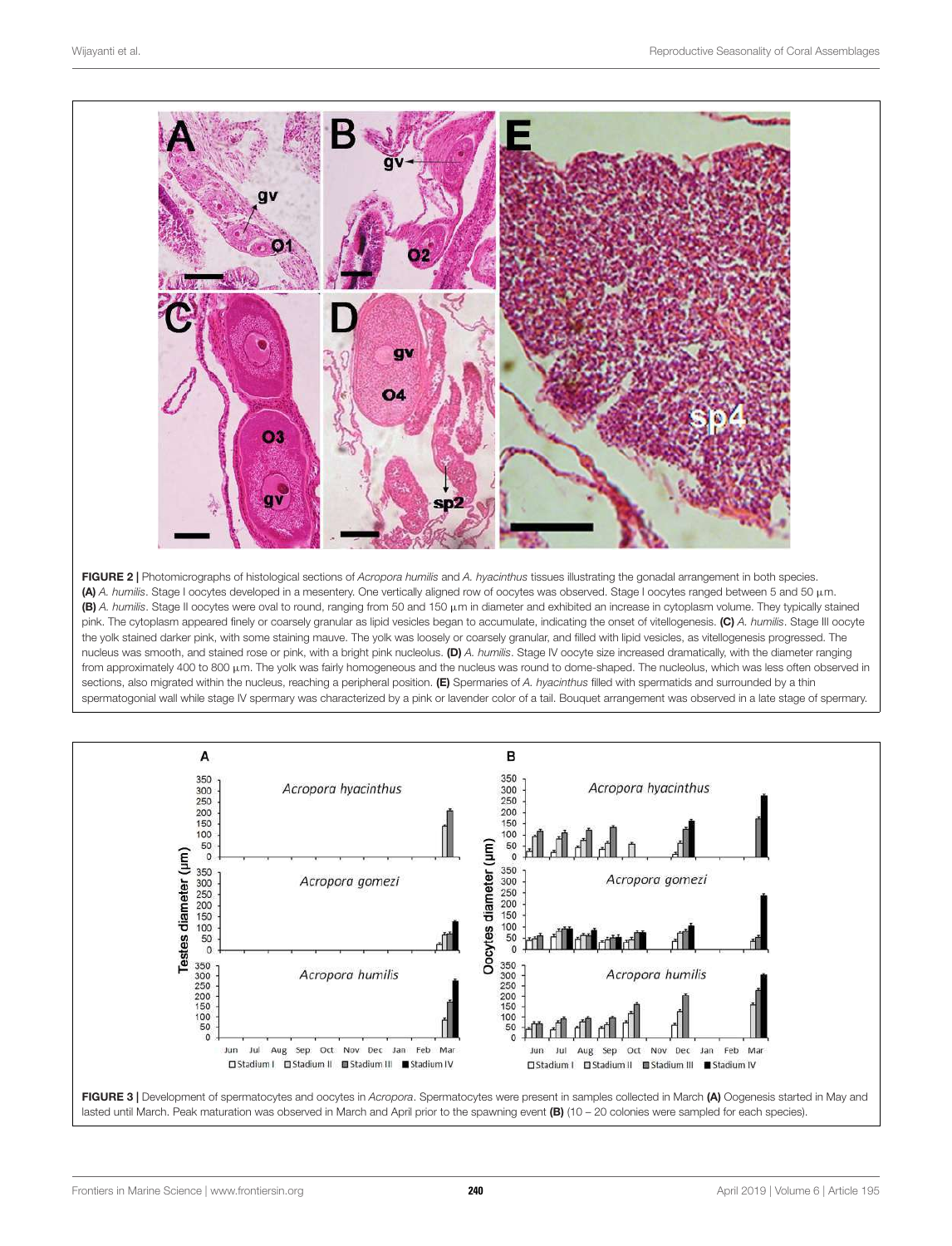**FIGURE 2 |** Photomicrographs of histological sections of *Acropora humilis* and *A. hyacinthus* tissues illustrating the gonadal arrangement in both species. **(A)** *A. humilis*. Stage I oocytes developed in a mesentery. One vertically aligned row of oocytes was observed. Stage I oocytes ranged between 5 and 50 μm. **(B)** *A. humilis*. Stage II oocytes were oval to round, ranging from 50 and 150 μm in diameter and exhibited an increase in cytoplasm volume. They typically stained pink. The cytoplasm appeared finely or coarsely granular as lipid vesicles began to accumulate, indicating the onset of vitellogenesis. **(C)** *A. humilis*. Stage III oocyte the yolk stained darker pink, with some staining mauve. The yolk was loosely or coarsely granular, and filled with lipid vesicles, as vitellogenesis progressed. The nucleus was smooth, and stained rose or pink, with a bright pink nucleolus. **(D)** *A. humilis*. Stage IV oocyte size increased dramatically, with the diameter ranging from approximately 400 to 800 μm. The yolk was fairly homogeneous and the nucleus was round to dome-shaped. The nucleolus, which was less often observed in sections, also migrated within the nucleus, reaching a peripheral position. **(E)** Spermaries of *A. hyacinthus* filled with spermatids and surrounded by a thin spermatogonial wall while stage IV spermary was characterized by a pink or lavender color of a tail. Bouquet arrangement was observed in a late stage of spermary.

**FIGURE 3 |** Development of spermatocytes and oocytes in *Acropora*. Spermatocytes were present in samples collected in March **(A)** Oogenesis started in May and lasted until March. Peak maturation was observed in March and April prior to the spawning event **(B)** (10 – 20 colonies were sampled for each species).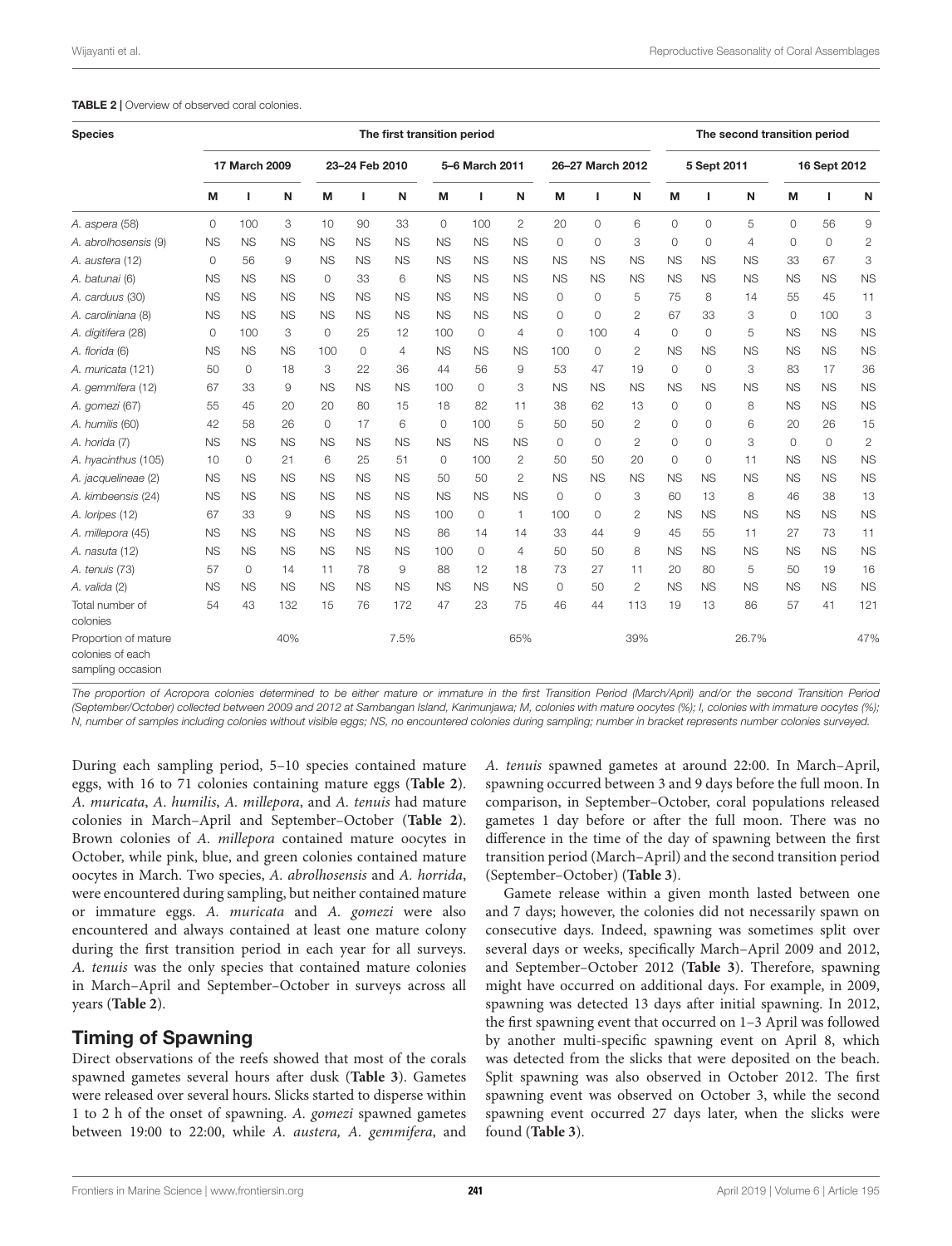**TABLE 2 |** Overview of observed coral colonies.

| Species | The first transition period | | | | | | | | | | | | The second transition period | | | | | |
|---|---|---|---|---|---|---|---|---|---|---|---|---|---|---|---|---|---|---|
| | 17 March 2009 | | | 23–24 Feb 2010 | | | 5–6 March 2011 | | | 26–27 March 2012 | | | 5 Sept 2011 | | | 16 Sept 2012 | | |
| | M | I | N | M | I | N | M | I | N | M | I | N | M | I | N | M | I | N |
| *A. aspera* (58) | 0 | 100 | 3 | 10 | 90 | 33 | 0 | 100 | 2 | 20 | 0 | 6 | 0 | 0 | 5 | 0 | 56 | 9 |
| *A. abrolhosensis* (9) | NS | NS | NS | NS | NS | NS | NS | NS | NS | 0 | 0 | 3 | 0 | 0 | 4 | 0 | 0 | 2 |
| *A. austera* (12) | 0 | 56 | 9 | NS | NS | NS | NS | NS | NS | NS | NS | NS | NS | NS | NS | 33 | 67 | 3 |
| *A. batunai* (6) | NS | NS | NS | 0 | 33 | 6 | NS | NS | NS | NS | NS | NS | NS | NS | NS | NS | NS | NS |
| *A. carduus* (30) | NS | NS | NS | NS | NS | NS | NS | NS | NS | 0 | 0 | 5 | 75 | 8 | 14 | 55 | 45 | 11 |
| *A. caroliniana* (8) | NS | NS | NS | NS | NS | NS | NS | NS | NS | 0 | 0 | 2 | 67 | 33 | 3 | 0 | 100 | 3 |
| *A. digitifera* (28) | 0 | 100 | 3 | 0 | 25 | 12 | 100 | 0 | 4 | 0 | 100 | 4 | 0 | 0 | 5 | NS | NS | NS |
| *A. florida* (6) | NS | NS | NS | 100 | 0 | 4 | NS | NS | NS | 100 | 0 | 2 | NS | NS | NS | NS | NS | NS |
| *A. muricata* (121) | 50 | 0 | 18 | 3 | 22 | 36 | 44 | 56 | 9 | 53 | 47 | 19 | 0 | 0 | 3 | 83 | 17 | 36 |
| *A. gemmifera* (12) | 67 | 33 | 9 | NS | NS | NS | 100 | 0 | 3 | NS | NS | NS | NS | NS | NS | NS | NS | NS |
| *A. gomezi* (67) | 55 | 45 | 20 | 20 | 80 | 15 | 18 | 82 | 11 | 38 | 62 | 13 | 0 | 0 | 8 | NS | NS | NS |
| *A. humilis* (60) | 42 | 58 | 26 | 0 | 17 | 6 | 0 | 100 | 5 | 50 | 50 | 2 | 0 | 0 | 6 | 20 | 26 | 15 |
| *A. horida* (7) | NS | NS | NS | NS | NS | NS | NS | NS | NS | 0 | 0 | 2 | 0 | 0 | 3 | 0 | 0 | 2 |
| *A. hyacinthus* (105) | 10 | 0 | 21 | 6 | 25 | 51 | 0 | 100 | 2 | 50 | 50 | 20 | 0 | 0 | 11 | NS | NS | NS |
| *A. jacquelineae* (2) | NS | NS | NS | NS | NS | NS | 50 | 50 | 2 | NS | NS | NS | NS | NS | NS | NS | NS | NS |
| *A. kimbeensis* (24) | NS | NS | NS | NS | NS | NS | NS | NS | NS | 0 | 0 | 3 | 60 | 13 | 8 | 46 | 38 | 13 |
| *A. loripes* (12) | 67 | 33 | 9 | NS | NS | NS | 100 | 0 | 1 | 100 | 0 | 2 | NS | NS | NS | NS | NS | NS |
| *A. millepora* (45) | NS | NS | NS | NS | NS | NS | 86 | 14 | 14 | 33 | 44 | 9 | 45 | 55 | 11 | 27 | 73 | 11 |
| *A. nasuta* (12) | NS | NS | NS | NS | NS | NS | 100 | 0 | 4 | 50 | 50 | 8 | NS | NS | NS | NS | NS | NS |
| *A. tenuis* (73) | 57 | 0 | 14 | 11 | 78 | 9 | 88 | 12 | 18 | 73 | 27 | 11 | 20 | 80 | 5 | 50 | 19 | 16 |
| *A. valida* (2) | NS | NS | NS | NS | NS | NS | NS | NS | NS | 0 | 50 | 2 | NS | NS | NS | NS | NS | NS |
| Total number of colonies | 54 | 43 | 132 | 15 | 76 | 172 | 47 | 23 | 75 | 46 | 44 | 113 | 19 | 13 | 86 | 57 | 41 | 121 |
| Proportion of mature colonies of each sampling occasion | | | 40% | | | 7.5% | | | 65% | | | 39% | | | 26.7% | | | 47% |

*The proportion of Acropora colonies determined to be either mature or immature in the first Transition Period (March/April) and/or the second Transition Period (September/October) collected between 2009 and 2012 at Sambangan Island, Karimunjawa; M, colonies with mature oocytes (%); I, colonies with immature oocytes (%); N, number of samples including colonies without visible eggs; NS, no encountered colonies during sampling; number in bracket represents number colonies surveyed.*

During each sampling period, 5–10 species contained mature eggs, with 16 to 71 colonies containing mature eggs (**Table 2**). *A. muricata*, *A. humilis*, *A. millepora*, and *A. tenuis* had mature colonies in March–April and September–October (**Table 2**). Brown colonies of *A. millepora* contained mature oocytes in October, while pink, blue, and green colonies contained mature oocytes in March. Two species, *A. abrolhosensis* and *A. horrida*, were encountered during sampling, but neither contained mature or immature eggs. *A. muricata* and *A. gomezi* were also encountered and always contained at least one mature colony during the first transition period in each year for all surveys. *A. tenuis* was the only species that contained mature colonies in March–April and September–October in surveys across all years (**Table 2**).

## Timing of Spawning

Direct observations of the reefs showed that most of the corals spawned gametes several hours after dusk (**Table 3**). Gametes were released over several hours. Slicks started to disperse within 1 to 2 h of the onset of spawning. *A. gomezi* spawned gametes between 19:00 to 22:00, while *A. austera, A. gemmifera*, and *A. tenuis* spawned gametes at around 22:00. In March–April, spawning occurred between 3 and 9 days before the full moon. In comparison, in September–October, coral populations released gametes 1 day before or after the full moon. There was no difference in the time of the day of spawning between the first transition period (March–April) and the second transition period (September–October) (**Table 3**).

Gamete release within a given month lasted between one and 7 days; however, the colonies did not necessarily spawn on consecutive days. Indeed, spawning was sometimes split over several days or weeks, specifically March–April 2009 and 2012, and September–October 2012 (**Table 3**). Therefore, spawning might have occurred on additional days. For example, in 2009, spawning was detected 13 days after initial spawning. In 2012, the first spawning event that occurred on 1–3 April was followed by another multi-specific spawning event on April 8, which was detected from the slicks that were deposited on the beach. Split spawning was also observed in October 2012. The first spawning event was observed on October 3, while the second spawning event occurred 27 days later, when the slicks were found (**Table 3**).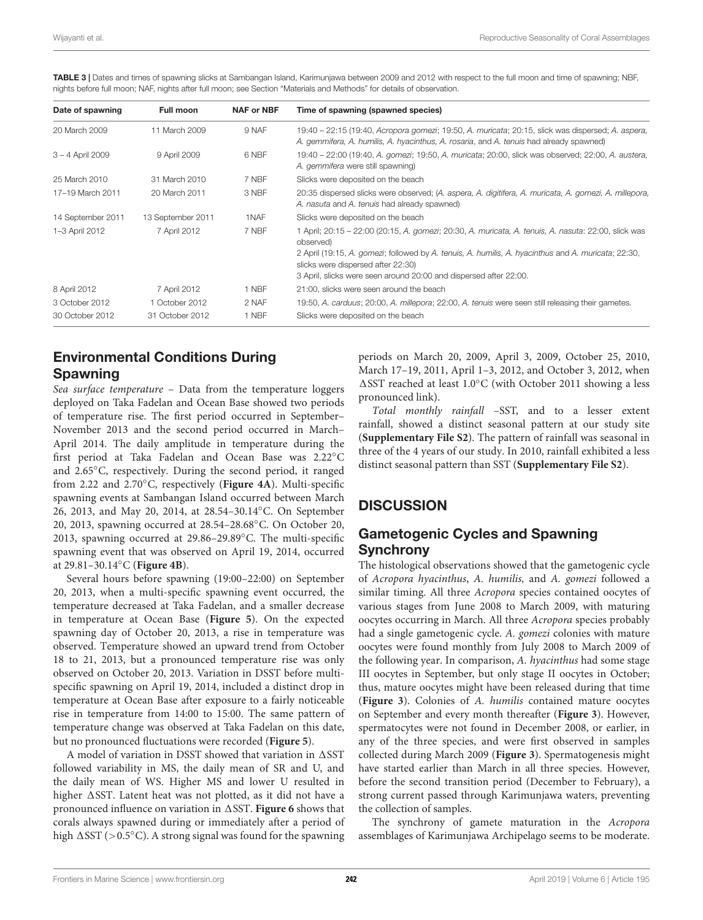**TABLE 3 |** Dates and times of spawning slicks at Sambangan Island, Karimunjawa between 2009 and 2012 with respect to the full moon and time of spawning; NBF, nights before full moon; NAF, nights after full moon; see Section "Materials and Methods" for details of observation.

| Date of spawning | Full moon | NAF or NBF | Time of spawning (spawned species) |
|---|---|---|---|
| 20 March 2009 | 11 March 2009 | 9 NAF | 19:40 – 22:15 (19:40, *Acropora gomezi*; 19:50, *A. muricata*; 20:15, slick was dispersed; *A. aspera, A. gemmifera, A. humilis, A. hyacinthus, A. rosaria*, and *A. tenuis* had already spawned) |
| 3 – 4 April 2009 | 9 April 2009 | 6 NBF | 19:40 – 22:00 (19:40, *A. gomezi*; 19:50, *A. muricata*; 20:00, slick was observed; 22:00, *A. austera, A. gemmifera* were still spawning) |
| 25 March 2010 | 31 March 2010 | 7 NBF | Slicks were deposited on the beach |
| 17–19 March 2011 | 20 March 2011 | 3 NBF | 20:35 dispersed slicks were observed; (*A. aspera, A. digitifera, A. muricata, A. gomezi, A. millepora, A. nasuta* and *A. tenuis* had already spawned) |
| 14 September 2011 | 13 September 2011 | 1NAF | Slicks were deposited on the beach |
| 1–3 April 2012 | 7 April 2012 | 7 NBF | 1 April; 20:15 – 22:00 (20:15, *A. gomezi*; 20:30, *A. muricata, A. tenuis, A. nasuta*: 22:00, slick was observed)<br>2 April (19:15, *A. gomezi*; followed by *A. tenuis, A. humilis, A. hyacinthus* and *A. muricata*; 22:30, slicks were dispersed after 22:30)<br>3 April, slicks were seen around 20:00 and dispersed after 22:00. |
| 8 April 2012 | 7 April 2012 | 1 NBF | 21:00, slicks were seen around the beach |
| 3 October 2012 | 1 October 2012 | 2 NAF | 19:50, *A. carduus*; 20:00, *A. millepora*; 22:00, *A. tenuis* were seen still releasing their gametes. |
| 30 October 2012 | 31 October 2012 | 1 NBF | Slicks were deposited on the beach |

## Environmental Conditions During Spawning

*Sea surface temperature* – Data from the temperature loggers deployed on Taka Fadelan and Ocean Base showed two periods of temperature rise. The first period occurred in September–November 2013 and the second period occurred in March–April 2014. The daily amplitude in temperature during the first period at Taka Fadelan and Ocean Base was 2.22°C and 2.65°C, respectively. During the second period, it ranged from 2.22 and 2.70°C, respectively (**Figure 4A**). Multi-specific spawning events at Sambangan Island occurred between March 26, 2013, and May 20, 2014, at 28.54–30.14°C. On September 20, 2013, spawning occurred at 28.54–28.68°C. On October 20, 2013, spawning occurred at 29.86–29.89°C. The multi-specific spawning event that was observed on April 19, 2014, occurred at 29.81–30.14°C (**Figure 4B**).

Several hours before spawning (19:00–22:00) on September 20, 2013, when a multi-specific spawning event occurred, the temperature decreased at Taka Fadelan, and a smaller decrease in temperature at Ocean Base (**Figure 5**). On the expected spawning day of October 20, 2013, a rise in temperature was observed. Temperature showed an upward trend from October 18 to 21, 2013, but a pronounced temperature rise was only observed on October 20, 2013. Variation in DSST before multi-specific spawning on April 19, 2014, included a distinct drop in temperature at Ocean Base after exposure to a fairly noticeable rise in temperature from 14:00 to 15:00. The same pattern of temperature change was observed at Taka Fadelan on this date, but no pronounced fluctuations were recorded (**Figure 5**).

A model of variation in DSST showed that variation in ΔSST followed variability in MS, the daily mean of SR and U, and the daily mean of WS. Higher MS and lower U resulted in higher ΔSST. Latent heat was not plotted, as it did not have a pronounced influence on variation in ΔSST. **Figure 6** shows that corals always spawned during or immediately after a period of high ΔSST (>0.5°C). A strong signal was found for the spawning periods on March 20, 2009, April 3, 2009, October 25, 2010, March 17–19, 2011, April 1–3, 2012, and October 3, 2012, when ΔSST reached at least 1.0°C (with October 2011 showing a less pronounced link).

*Total monthly rainfall* –SST, and to a lesser extent rainfall, showed a distinct seasonal pattern at our study site (**Supplementary File S2**). The pattern of rainfall was seasonal in three of the 4 years of our study. In 2010, rainfall exhibited a less distinct seasonal pattern than SST (**Supplementary File S2**).

# DISCUSSION

## Gametogenic Cycles and Spawning Synchrony

The histological observations showed that the gametogenic cycle of *Acropora hyacinthus*, *A. humilis,* and *A. gomezi* followed a similar timing. All three *Acropora* species contained oocytes of various stages from June 2008 to March 2009, with maturing oocytes occurring in March. All three *Acropora* species probably had a single gametogenic cycle. *A. gomezi* colonies with mature oocytes were found monthly from July 2008 to March 2009 of the following year. In comparison, *A. hyacinthus* had some stage III oocytes in September, but only stage II oocytes in October; thus, mature oocytes might have been released during that time (**Figure 3**). Colonies of *A. humilis* contained mature oocytes on September and every month thereafter (**Figure 3**). However, spermatocytes were not found in December 2008, or earlier, in any of the three species, and were first observed in samples collected during March 2009 (**Figure 3**). Spermatogenesis might have started earlier than March in all three species. However, before the second transition period (December to February), a strong current passed through Karimunjawa waters, preventing the collection of samples.

The synchrony of gamete maturation in the *Acropora* assemblages of Karimunjawa Archipelago seems to be moderate.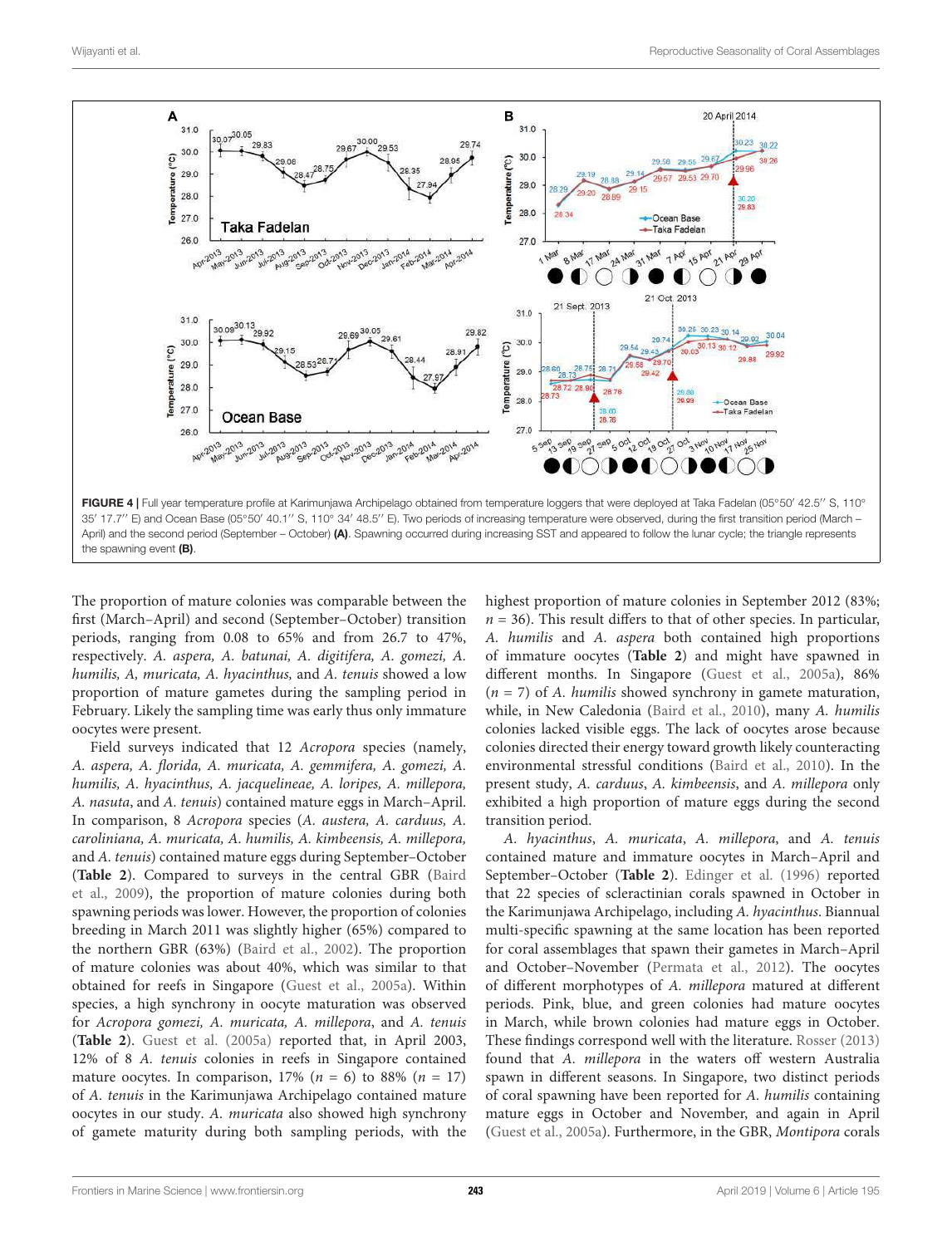FIGURE 4 | Full year temperature profile at Karimunjawa Archipelago obtained from temperature loggers that were deployed at Taka Fadelan (05°50′ 42.5′′ S, 110° 35′ 17.7′′ E) and Ocean Base (05°50′ 40.1′′ S, 110° 34′ 48.5′′ E). Two periods of increasing temperature were observed, during the first transition period (March – April) and the second period (September – October) **(A)**. Spawning occurred during increasing SST and appeared to follow the lunar cycle; the triangle represents the spawning event **(B)**.

The proportion of mature colonies was comparable between the first (March–April) and second (September–October) transition periods, ranging from 0.08 to 65% and from 26.7 to 47%, respectively. *A. aspera, A. batunai, A. digitifera, A. gomezi, A. humilis, A, muricata, A. hyacinthus,* and *A. tenuis* showed a low proportion of mature gametes during the sampling period in February. Likely the sampling time was early thus only immature oocytes were present.

Field surveys indicated that 12 *Acropora* species (namely, *A. aspera, A. florida, A. muricata, A. gemmifera, A. gomezi, A. humilis, A. hyacinthus, A. jacquelineae, A. loripes, A. millepora, A. nasuta*, and *A. tenuis*) contained mature eggs in March–April. In comparison, 8 *Acropora* species (*A. austera, A. carduus, A. caroliniana, A. muricata, A. humilis, A. kimbeensis, A. millepora,* and *A. tenuis*) contained mature eggs during September–October (**Table 2**). Compared to surveys in the central GBR (Baird et al., 2009), the proportion of mature colonies during both spawning periods was lower. However, the proportion of colonies breeding in March 2011 was slightly higher (65%) compared to the northern GBR (63%) (Baird et al., 2002). The proportion of mature colonies was about 40%, which was similar to that obtained for reefs in Singapore (Guest et al., 2005a). Within species, a high synchrony in oocyte maturation was observed for *Acropora gomezi, A. muricata, A. millepora*, and *A. tenuis* (**Table 2**). Guest et al. (2005a) reported that, in April 2003, 12% of 8 *A. tenuis* colonies in reefs in Singapore contained mature oocytes. In comparison, 17% ($n$ = 6) to 88% ($n$ = 17) of *A. tenuis* in the Karimunjawa Archipelago contained mature oocytes in our study. *A. muricata* also showed high synchrony of gamete maturity during both sampling periods, with the highest proportion of mature colonies in September 2012 (83%; $n$ = 36). This result differs to that of other species. In particular, *A. humilis* and *A. aspera* both contained high proportions of immature oocytes (**Table 2**) and might have spawned in different months. In Singapore (Guest et al., 2005a), 86% ($n$ = 7) of *A. humilis* showed synchrony in gamete maturation, while, in New Caledonia (Baird et al., 2010), many *A. humilis* colonies lacked visible eggs. The lack of oocytes arose because colonies directed their energy toward growth likely counteracting environmental stressful conditions (Baird et al., 2010). In the present study, *A. carduus*, *A. kimbeensis*, and *A. millepora* only exhibited a high proportion of mature eggs during the second transition period.

*A. hyacinthus*, *A. muricata*, *A. millepora*, and *A. tenuis* contained mature and immature oocytes in March–April and September–October (**Table 2**). Edinger et al. (1996) reported that 22 species of scleractinian corals spawned in October in the Karimunjawa Archipelago, including *A. hyacinthus*. Biannual multi-specific spawning at the same location has been reported for coral assemblages that spawn their gametes in March–April and October–November (Permata et al., 2012). The oocytes of different morphotypes of *A. millepora* matured at different periods. Pink, blue, and green colonies had mature oocytes in March, while brown colonies had mature eggs in October. These findings correspond well with the literature. Rosser (2013) found that *A. millepora* in the waters off western Australia spawn in different seasons. In Singapore, two distinct periods of coral spawning have been reported for *A. humilis* containing mature eggs in October and November, and again in April (Guest et al., 2005a). Furthermore, in the GBR, *Montipora* corals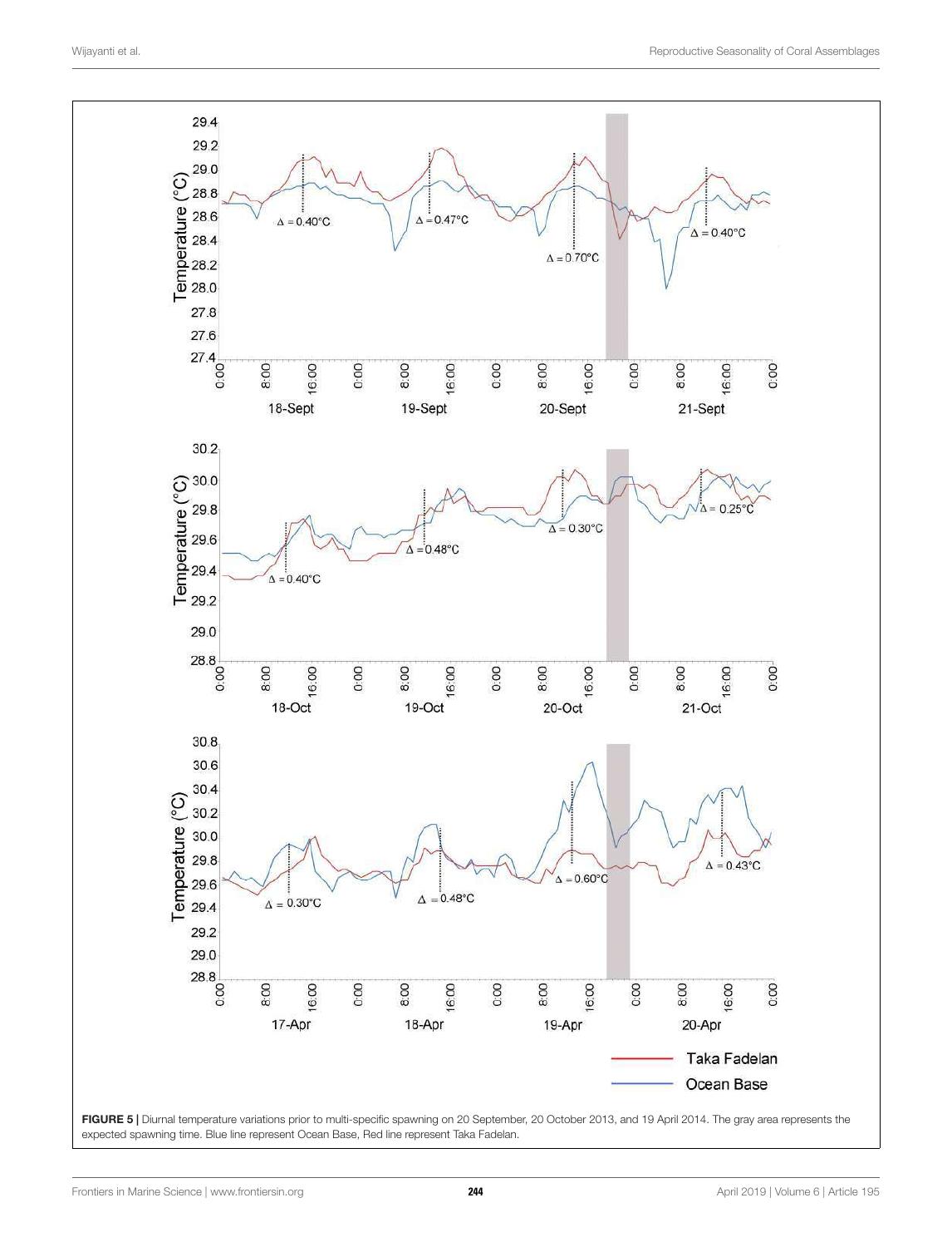FIGURE 5 | Diurnal temperature variations prior to multi-specific spawning on 20 September, 20 October 2013, and 19 April 2014. The gray area represents the expected spawning time. Blue line represent Ocean Base, Red line represent Taka Fadelan.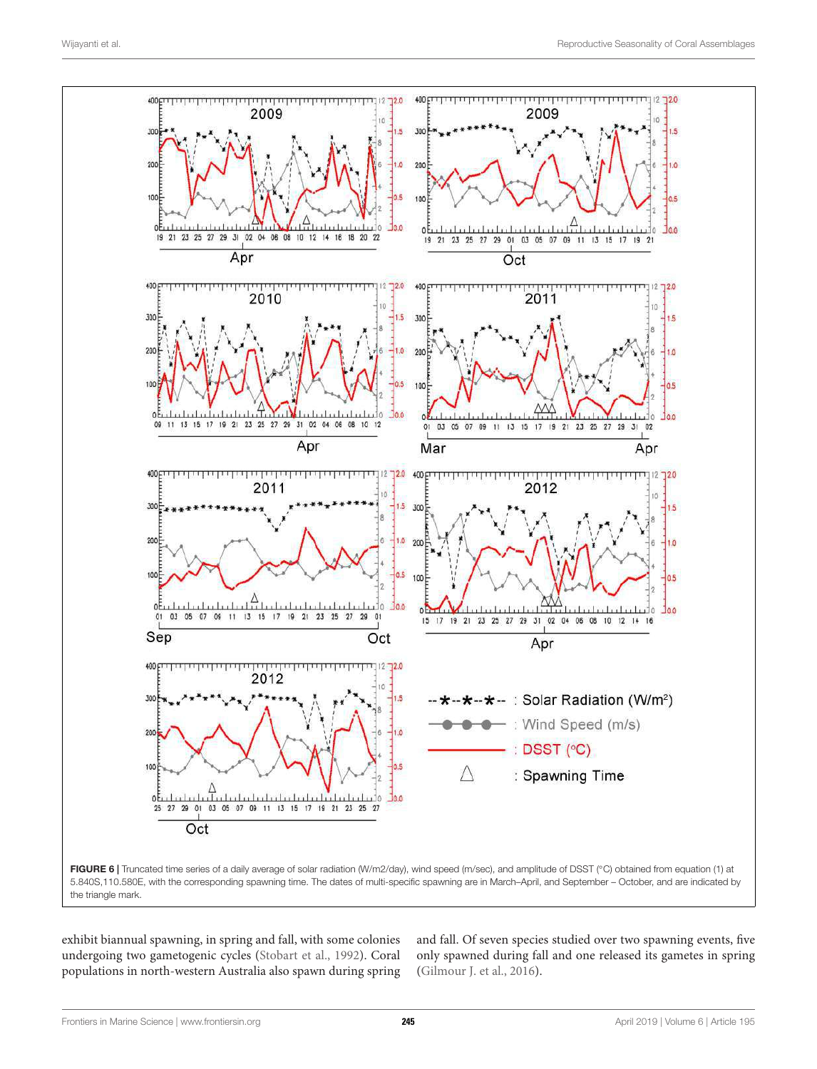**FIGURE 6 |** Truncated time series of a daily average of solar radiation (W/m2/day), wind speed (m/sec), and amplitude of DSST (°C) obtained from equation (1) at 5.840S,110.580E, with the corresponding spawning time. The dates of multi-specific spawning are in March–April, and September – October, and are indicated by the triangle mark.

exhibit biannual spawning, in spring and fall, with some colonies undergoing two gametogenic cycles (Stobart et al., 1992). Coral populations in north-western Australia also spawn during spring and fall. Of seven species studied over two spawning events, five only spawned during fall and one released its gametes in spring (Gilmour J. et al., 2016).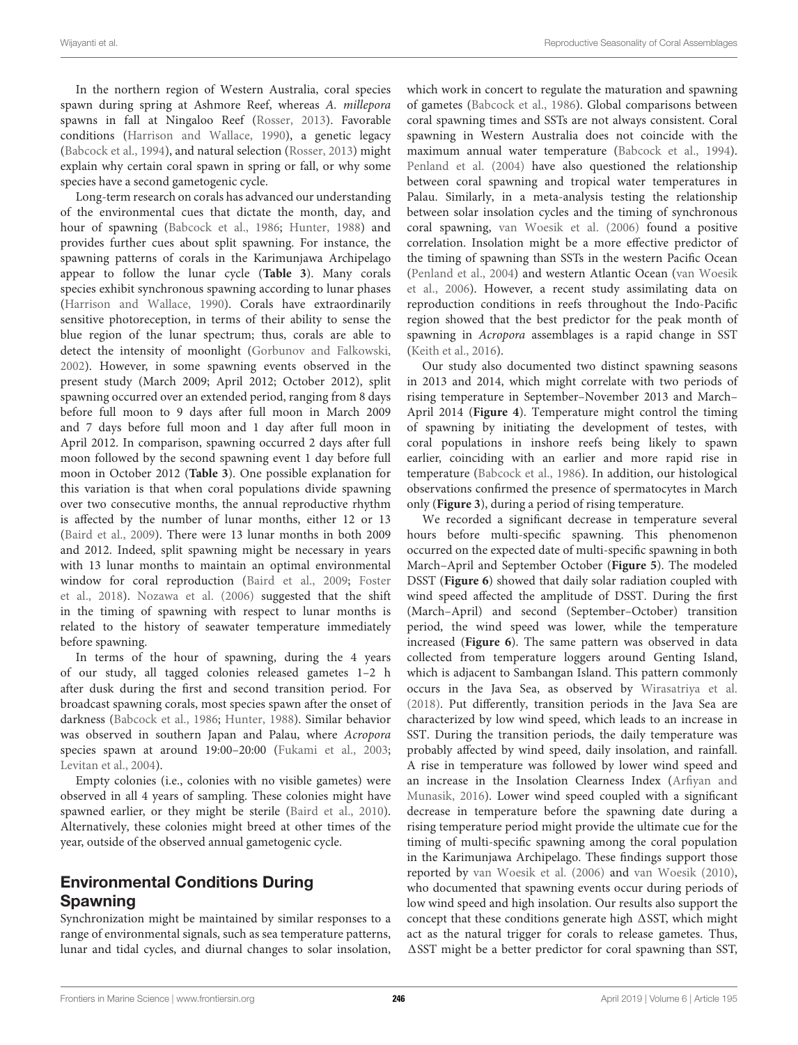In the northern region of Western Australia, coral species spawn during spring at Ashmore Reef, whereas *A. millepora* spawns in fall at Ningaloo Reef (Rosser, 2013). Favorable conditions (Harrison and Wallace, 1990), a genetic legacy (Babcock et al., 1994), and natural selection (Rosser, 2013) might explain why certain coral spawn in spring or fall, or why some species have a second gametogenic cycle.

Long-term research on corals has advanced our understanding of the environmental cues that dictate the month, day, and hour of spawning (Babcock et al., 1986; Hunter, 1988) and provides further cues about split spawning. For instance, the spawning patterns of corals in the Karimunjawa Archipelago appear to follow the lunar cycle (**Table 3**). Many corals species exhibit synchronous spawning according to lunar phases (Harrison and Wallace, 1990). Corals have extraordinarily sensitive photoreception, in terms of their ability to sense the blue region of the lunar spectrum; thus, corals are able to detect the intensity of moonlight (Gorbunov and Falkowski, 2002). However, in some spawning events observed in the present study (March 2009; April 2012; October 2012), split spawning occurred over an extended period, ranging from 8 days before full moon to 9 days after full moon in March 2009 and 7 days before full moon and 1 day after full moon in April 2012. In comparison, spawning occurred 2 days after full moon followed by the second spawning event 1 day before full moon in October 2012 (**Table 3**). One possible explanation for this variation is that when coral populations divide spawning over two consecutive months, the annual reproductive rhythm is affected by the number of lunar months, either 12 or 13 (Baird et al., 2009). There were 13 lunar months in both 2009 and 2012. Indeed, split spawning might be necessary in years with 13 lunar months to maintain an optimal environmental window for coral reproduction (Baird et al., 2009; Foster et al., 2018). Nozawa et al. (2006) suggested that the shift in the timing of spawning with respect to lunar months is related to the history of seawater temperature immediately before spawning.

In terms of the hour of spawning, during the 4 years of our study, all tagged colonies released gametes 1–2 h after dusk during the first and second transition period. For broadcast spawning corals, most species spawn after the onset of darkness (Babcock et al., 1986; Hunter, 1988). Similar behavior was observed in southern Japan and Palau, where *Acropora* species spawn at around 19:00–20:00 (Fukami et al., 2003; Levitan et al., 2004).

Empty colonies (i.e., colonies with no visible gametes) were observed in all 4 years of sampling. These colonies might have spawned earlier, or they might be sterile (Baird et al., 2010). Alternatively, these colonies might breed at other times of the year, outside of the observed annual gametogenic cycle.

## Environmental Conditions During Spawning

Synchronization might be maintained by similar responses to a range of environmental signals, such as sea temperature patterns, lunar and tidal cycles, and diurnal changes to solar insolation, which work in concert to regulate the maturation and spawning of gametes (Babcock et al., 1986). Global comparisons between coral spawning times and SSTs are not always consistent. Coral spawning in Western Australia does not coincide with the maximum annual water temperature (Babcock et al., 1994). Penland et al. (2004) have also questioned the relationship between coral spawning and tropical water temperatures in Palau. Similarly, in a meta-analysis testing the relationship between solar insolation cycles and the timing of synchronous coral spawning, van Woesik et al. (2006) found a positive correlation. Insolation might be a more effective predictor of the timing of spawning than SSTs in the western Pacific Ocean (Penland et al., 2004) and western Atlantic Ocean (van Woesik et al., 2006). However, a recent study assimilating data on reproduction conditions in reefs throughout the Indo-Pacific region showed that the best predictor for the peak month of spawning in *Acropora* assemblages is a rapid change in SST (Keith et al., 2016).

Our study also documented two distinct spawning seasons in 2013 and 2014, which might correlate with two periods of rising temperature in September–November 2013 and March–April 2014 (**Figure 4**). Temperature might control the timing of spawning by initiating the development of testes, with coral populations in inshore reefs being likely to spawn earlier, coinciding with an earlier and more rapid rise in temperature (Babcock et al., 1986). In addition, our histological observations confirmed the presence of spermatocytes in March only (**Figure 3**), during a period of rising temperature.

We recorded a significant decrease in temperature several hours before multi-specific spawning. This phenomenon occurred on the expected date of multi-specific spawning in both March–April and September October (**Figure 5**). The modeled DSST (**Figure 6**) showed that daily solar radiation coupled with wind speed affected the amplitude of DSST. During the first (March–April) and second (September–October) transition period, the wind speed was lower, while the temperature increased (**Figure 6**). The same pattern was observed in data collected from temperature loggers around Genting Island, which is adjacent to Sambangan Island. This pattern commonly occurs in the Java Sea, as observed by Wirasatriya et al. (2018). Put differently, transition periods in the Java Sea are characterized by low wind speed, which leads to an increase in SST. During the transition periods, the daily temperature was probably affected by wind speed, daily insolation, and rainfall. A rise in temperature was followed by lower wind speed and an increase in the Insolation Clearness Index (Arfiyan and Munasik, 2016). Lower wind speed coupled with a significant decrease in temperature before the spawning date during a rising temperature period might provide the ultimate cue for the timing of multi-specific spawning among the coral population in the Karimunjawa Archipelago. These findings support those reported by van Woesik et al. (2006) and van Woesik (2010), who documented that spawning events occur during periods of low wind speed and high insolation. Our results also support the concept that these conditions generate high ΔSST, which might act as the natural trigger for corals to release gametes. Thus, ΔSST might be a better predictor for coral spawning than SST,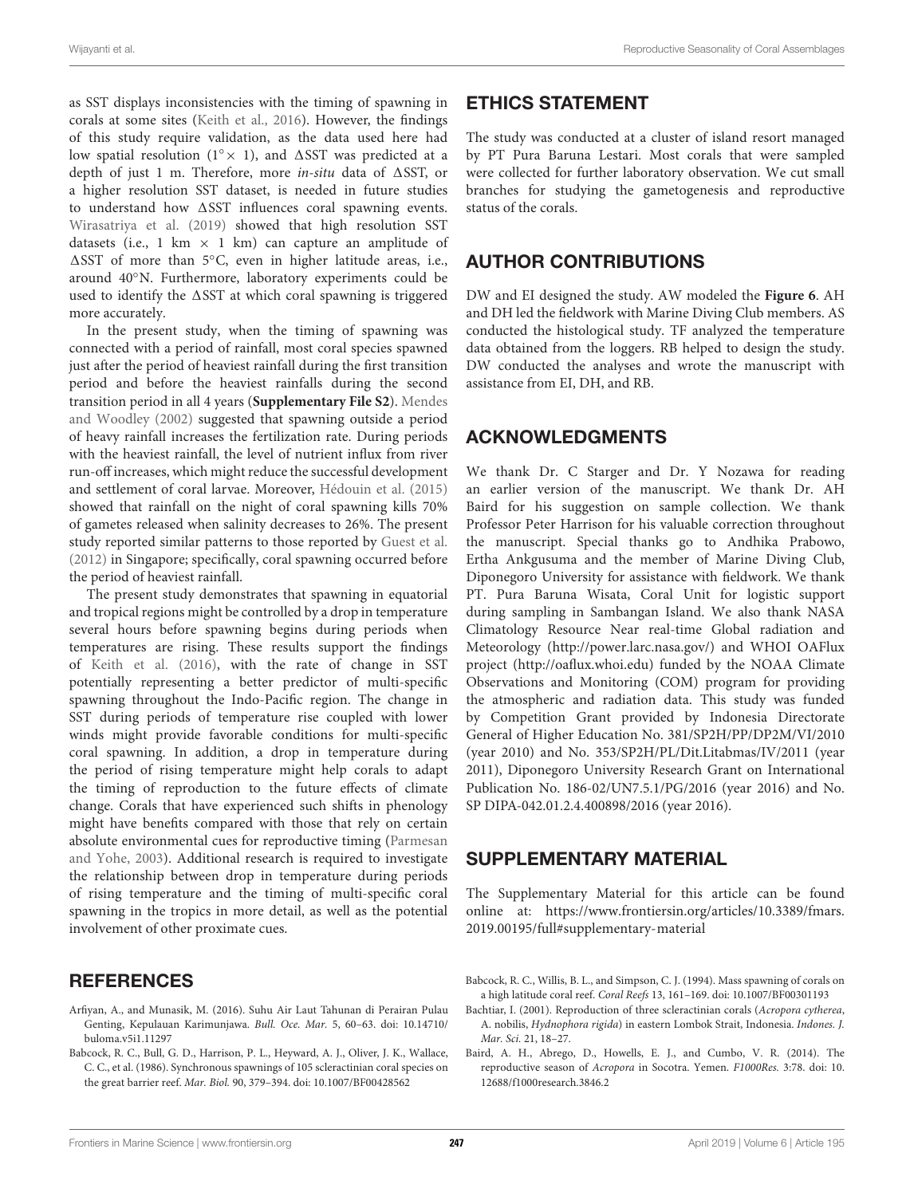as SST displays inconsistencies with the timing of spawning in corals at some sites (Keith et al., 2016). However, the findings of this study require validation, as the data used here had low spatial resolution (1°× 1), and ΔSST was predicted at a depth of just 1 m. Therefore, more *in-situ* data of ΔSST, or a higher resolution SST dataset, is needed in future studies to understand how ΔSST influences coral spawning events. Wirasatriya et al. (2019) showed that high resolution SST datasets (i.e., 1 km × 1 km) can capture an amplitude of ΔSST of more than 5°C, even in higher latitude areas, i.e., around 40°N. Furthermore, laboratory experiments could be used to identify the ΔSST at which coral spawning is triggered more accurately.

In the present study, when the timing of spawning was connected with a period of rainfall, most coral species spawned just after the period of heaviest rainfall during the first transition period and before the heaviest rainfalls during the second transition period in all 4 years (**Supplementary File S2**). Mendes and Woodley (2002) suggested that spawning outside a period of heavy rainfall increases the fertilization rate. During periods with the heaviest rainfall, the level of nutrient influx from river run-off increases, which might reduce the successful development and settlement of coral larvae. Moreover, Hédouin et al. (2015) showed that rainfall on the night of coral spawning kills 70% of gametes released when salinity decreases to 26%. The present study reported similar patterns to those reported by Guest et al. (2012) in Singapore; specifically, coral spawning occurred before the period of heaviest rainfall.

The present study demonstrates that spawning in equatorial and tropical regions might be controlled by a drop in temperature several hours before spawning begins during periods when temperatures are rising. These results support the findings of Keith et al. (2016), with the rate of change in SST potentially representing a better predictor of multi-specific spawning throughout the Indo-Pacific region. The change in SST during periods of temperature rise coupled with lower winds might provide favorable conditions for multi-specific coral spawning. In addition, a drop in temperature during the period of rising temperature might help corals to adapt the timing of reproduction to the future effects of climate change. Corals that have experienced such shifts in phenology might have benefits compared with those that rely on certain absolute environmental cues for reproductive timing (Parmesan and Yohe, 2003). Additional research is required to investigate the relationship between drop in temperature during periods of rising temperature and the timing of multi-specific coral spawning in the tropics in more detail, as well as the potential involvement of other proximate cues.

## ETHICS STATEMENT

The study was conducted at a cluster of island resort managed by PT Pura Baruna Lestari. Most corals that were sampled were collected for further laboratory observation. We cut small branches for studying the gametogenesis and reproductive status of the corals.

## AUTHOR CONTRIBUTIONS

DW and EI designed the study. AW modeled the **Figure 6**. AH and DH led the fieldwork with Marine Diving Club members. AS conducted the histological study. TF analyzed the temperature data obtained from the loggers. RB helped to design the study. DW conducted the analyses and wrote the manuscript with assistance from EI, DH, and RB.

## ACKNOWLEDGMENTS

We thank Dr. C Starger and Dr. Y Nozawa for reading an earlier version of the manuscript. We thank Dr. AH Baird for his suggestion on sample collection. We thank Professor Peter Harrison for his valuable correction throughout the manuscript. Special thanks go to Andhika Prabowo, Ertha Ankgusuma and the member of Marine Diving Club, Diponegoro University for assistance with fieldwork. We thank PT. Pura Baruna Wisata, Coral Unit for logistic support during sampling in Sambangan Island. We also thank NASA Climatology Resource Near real-time Global radiation and Meteorology (http://power.larc.nasa.gov/) and WHOI OAFlux project (http://oaflux.whoi.edu) funded by the NOAA Climate Observations and Monitoring (COM) program for providing the atmospheric and radiation data. This study was funded by Competition Grant provided by Indonesia Directorate General of Higher Education No. 381/SP2H/PP/DP2M/VI/2010 (year 2010) and No. 353/SP2H/PL/Dit.Litabmas/IV/2011 (year 2011), Diponegoro University Research Grant on International Publication No. 186-02/UN7.5.1/PG/2016 (year 2016) and No. SP DIPA-042.01.2.4.400898/2016 (year 2016).

## SUPPLEMENTARY MATERIAL

The Supplementary Material for this article can be found online at: https://www.frontiersin.org/articles/10.3389/fmars.2019.00195/full#supplementary-material

## REFERENCES

Arfiyan, A., and Munasik, M. (2016). Suhu Air Laut Tahunan di Perairan Pulau Genting, Kepulauan Karimunjawa. *Bull. Oce. Mar.* 5, 60–63. doi: 10.14710/buloma.v5i1.11297

Babcock, R. C., Bull, G. D., Harrison, P. L., Heyward, A. J., Oliver, J. K., Wallace, C. C., et al. (1986). Synchronous spawnings of 105 scleractinian coral species on the great barrier reef. *Mar. Biol.* 90, 379–394. doi: 10.1007/BF00428562

Babcock, R. C., Willis, B. L., and Simpson, C. J. (1994). Mass spawning of corals on a high latitude coral reef. *Coral Reefs* 13, 161–169. doi: 10.1007/BF00301193

Bachtiar, I. (2001). Reproduction of three scleractinian corals (*Acropora cytherea*, A. nobilis, *Hydnophora rigida*) in eastern Lombok Strait, Indonesia. *Indones. J. Mar. Sci.* 21, 18–27.

Baird, A. H., Abrego, D., Howells, E. J., and Cumbo, V. R. (2014). The reproductive season of *Acropora* in Socotra. Yemen. *F1000Res.* 3:78. doi: 10.12688/f1000research.3846.2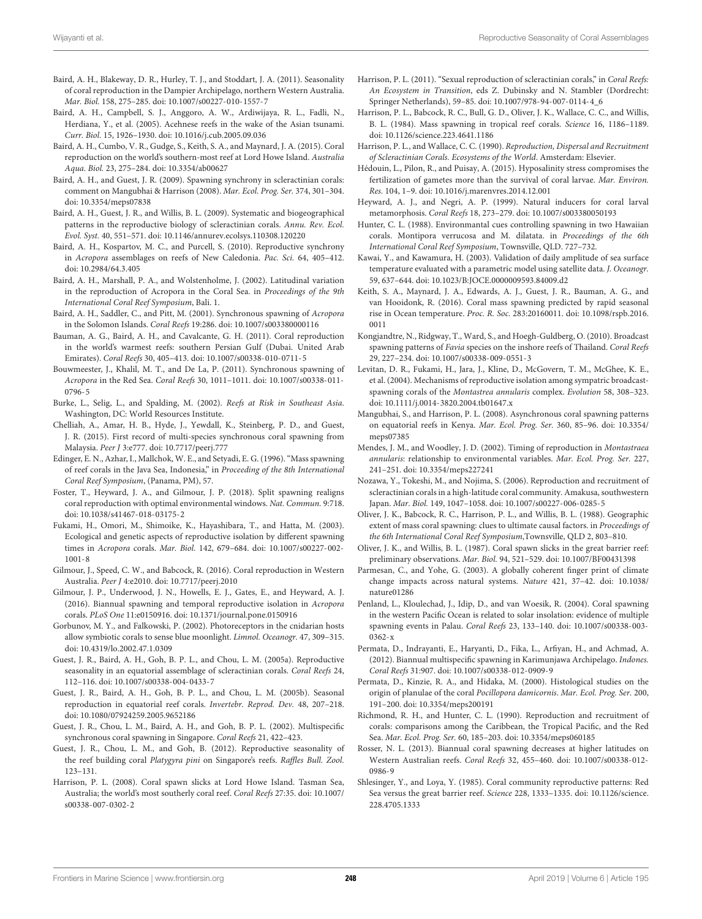Baird, A. H., Blakeway, D. R., Hurley, T. J., and Stoddart, J. A. (2011). Seasonality of coral reproduction in the Dampier Archipelago, northern Western Australia. *Mar. Biol.* 158, 275–285. doi: 10.1007/s00227-010-1557-7

Baird, A. H., Campbell, S. J., Anggoro, A. W., Ardiwijaya, R. L., Fadli, N., Herdiana, Y., et al. (2005). Acehnese reefs in the wake of the Asian tsunami. *Curr. Biol.* 15, 1926–1930. doi: 10.1016/j.cub.2005.09.036

Baird, A. H., Cumbo, V. R., Gudge, S., Keith, S. A., and Maynard, J. A. (2015). Coral reproduction on the world's southern-most reef at Lord Howe Island. *Australia Aqua. Biol.* 23, 275–284. doi: 10.3354/ab00627

Baird, A. H., and Guest, J. R. (2009). Spawning synchrony in scleractinian corals: comment on Mangubhai & Harrison (2008). *Mar. Ecol. Prog. Ser.* 374, 301–304. doi: 10.3354/meps07838

Baird, A. H., Guest, J. R., and Willis, B. L. (2009). Systematic and biogeographical patterns in the reproductive biology of scleractinian corals. *Annu. Rev. Ecol. Evol. Syst.* 40, 551–571. doi: 10.1146/annurev.ecolsys.110308.120220

Baird, A. H., Kospartov, M. C., and Purcell, S. (2010). Reproductive synchrony in *Acropora* assemblages on reefs of New Caledonia. *Pac. Sci.* 64, 405–412. doi: 10.2984/64.3.405

Baird, A. H., Marshall, P. A., and Wolstenholme, J. (2002). Latitudinal variation in the reproduction of Acropora in the Coral Sea. in *Proceedings of the 9th International Coral Reef Symposium*, Bali. 1.

Baird, A. H., Saddler, C., and Pitt, M. (2001). Synchronous spawning of *Acropora* in the Solomon Islands. *Coral Reefs* 19:286. doi: 10.1007/s003380000116

Bauman, A. G., Baird, A. H., and Cavalcante, G. H. (2011). Coral reproduction in the world's warmest reefs: southern Persian Gulf (Dubai. United Arab Emirates). *Coral Reefs* 30, 405–413. doi: 10.1007/s00338-010-0711-5

Bouwmeester, J., Khalil, M. T., and De La, P. (2011). Synchronous spawning of *Acropora* in the Red Sea. *Coral Reefs* 30, 1011–1011. doi: 10.1007/s00338-011-0796-5

Burke, L., Selig, L., and Spalding, M. (2002). *Reefs at Risk in Southeast Asia*. Washington, DC: World Resources Institute.

Chelliah, A., Amar, H. B., Hyde, J., Yewdall, K., Steinberg, P. D., and Guest, J. R. (2015). First record of multi-species synchronous coral spawning from Malaysia. *Peer J* 3:e777. doi: 10.7717/peerj.777

Edinger, E. N., Azhar, I., Mallchok, W. E., and Setyadi, E. G. (1996). "Mass spawning of reef corals in the Java Sea, Indonesia," in *Proceeding of the 8th International Coral Reef Symposium*, (Panama, PM), 57.

Foster, T., Heyward, J. A., and Gilmour, J. P. (2018). Split spawning realigns coral reproduction with optimal environmental windows. *Nat. Commun.* 9:718. doi: 10.1038/s41467-018-03175-2

Fukami, H., Omori, M., Shimoike, K., Hayashibara, T., and Hatta, M. (2003). Ecological and genetic aspects of reproductive isolation by different spawning times in *Acropora* corals. *Mar. Biol.* 142, 679–684. doi: 10.1007/s00227-002-1001-8

Gilmour, J., Speed, C. W., and Babcock, R. (2016). Coral reproduction in Western Australia. *Peer J* 4:e2010. doi: 10.7717/peerj.2010

Gilmour, J. P., Underwood, J. N., Howells, E. J., Gates, E., and Heyward, A. J. (2016). Biannual spawning and temporal reproductive isolation in *Acropora* corals. *PLoS One* 11:e0150916. doi: 10.1371/journal.pone.0150916

Gorbunov, M. Y., and Falkowski, P. (2002). Photoreceptors in the cnidarian hosts allow symbiotic corals to sense blue moonlight. *Limnol. Oceanogr.* 47, 309–315. doi: 10.4319/lo.2002.47.1.0309

Guest, J. R., Baird, A. H., Goh, B. P. L., and Chou, L. M. (2005a). Reproductive seasonality in an equatorial assemblage of scleractinian corals. *Coral Reefs* 24, 112–116. doi: 10.1007/s00338-004-0433-7

Guest, J. R., Baird, A. H., Goh, B. P. L., and Chou, L. M. (2005b). Seasonal reproduction in equatorial reef corals. *Invertebr. Reprod. Dev.* 48, 207–218. doi: 10.1080/07924259.2005.9652186

Guest, J. R., Chou, L. M., Baird, A. H., and Goh, B. P. L. (2002). Multispecific synchronous coral spawning in Singapore. *Coral Reefs* 21, 422–423.

Guest, J. R., Chou, L. M., and Goh, B. (2012). Reproductive seasonality of the reef building coral *Platygyra pini* on Singapore's reefs. *Raffles Bull. Zool.* 123–131.

Harrison, P. L. (2008). Coral spawn slicks at Lord Howe Island. Tasman Sea, Australia; the world's most southerly coral reef. *Coral Reefs* 27:35. doi: 10.1007/s00338-007-0302-2

Harrison, P. L. (2011). "Sexual reproduction of scleractinian corals," in *Coral Reefs: An Ecosystem in Transition*, eds Z. Dubinsky and N. Stambler (Dordrecht: Springer Netherlands), 59–85. doi: 10.1007/978-94-007-0114-4_6

Harrison, P. L., Babcock, R. C., Bull, G. D., Oliver, J. K., Wallace, C. C., and Willis, B. L. (1984). Mass spawning in tropical reef corals. *Science* 16, 1186–1189. doi: 10.1126/science.223.4641.1186

Harrison, P. L., and Wallace, C. C. (1990). *Reproduction, Dispersal and Recruitment of Scleractinian Corals. Ecosystems of the World*. Amsterdam: Elsevier.

Hédouin, L., Pilon, R., and Puisay, A. (2015). Hyposalinity stress compromises the fertilization of gametes more than the survival of coral larvae. *Mar. Environ. Res.* 104, 1–9. doi: 10.1016/j.marenvres.2014.12.001

Heyward, A. J., and Negri, A. P. (1999). Natural inducers for coral larval metamorphosis. *Coral Reefs* 18, 273–279. doi: 10.1007/s003380050193

Hunter, C. L. (1988). Environmantal cues controlling spawning in two Hawaiian corals. Montipora verrucosa and M. dilatata. in *Proceedings of the 6th International Coral Reef Symposium*, Townsville, QLD. 727–732.

Kawai, Y., and Kawamura, H. (2003). Validation of daily amplitude of sea surface temperature evaluated with a parametric model using satellite data. *J. Oceanogr.* 59, 637–644. doi: 10.1023/B:JOCE.0000009593.84009.d2

Keith, S. A., Maynard, J. A., Edwards, A. J., Guest, J. R., Bauman, A. G., and van Hooidonk, R. (2016). Coral mass spawning predicted by rapid seasonal rise in Ocean temperature. *Proc. R. Soc.* 283:20160011. doi: 10.1098/rspb.2016.0011

Kongjandtre, N., Ridgway, T., Ward, S., and Hoegh-Guldberg, O. (2010). Broadcast spawning patterns of *Favia* species on the inshore reefs of Thailand. *Coral Reefs* 29, 227–234. doi: 10.1007/s00338-009-0551-3

Levitan, D. R., Fukami, H., Jara, J., Kline, D., McGovern, T. M., McGhee, K. E., et al. (2004). Mechanisms of reproductive isolation among sympatric broadcast-spawning corals of the *Montastrea annularis* complex. *Evolution* 58, 308–323. doi: 10.1111/j.0014-3820.2004.tb01647.x

Mangubhai, S., and Harrison, P. L. (2008). Asynchronous coral spawning patterns on equatorial reefs in Kenya. *Mar. Ecol. Prog. Ser.* 360, 85–96. doi: 10.3354/meps07385

Mendes, J. M., and Woodley, J. D. (2002). Timing of reproduction in *Montastraea annularis*: relationship to environmental variables. *Mar. Ecol. Prog. Ser.* 227, 241–251. doi: 10.3354/meps227241

Nozawa, Y., Tokeshi, M., and Nojima, S. (2006). Reproduction and recruitment of scleractinian corals in a high-latitude coral community. Amakusa, southwestern Japan. *Mar. Biol.* 149, 1047–1058. doi: 10.1007/s00227-006-0285-5

Oliver, J. K., Babcock, R. C., Harrison, P. L., and Willis, B. L. (1988). Geographic extent of mass coral spawning: clues to ultimate causal factors. in *Proceedings of the 6th International Coral Reef Symposium*,Townsville, QLD 2, 803–810.

Oliver, J. K., and Willis, B. L. (1987). Coral spawn slicks in the great barrier reef: preliminary observations. *Mar. Biol.* 94, 521–529. doi: 10.1007/BF00431398

Parmesan, C., and Yohe, G. (2003). A globally coherent finger print of climate change impacts across natural systems. *Nature* 421, 37–42. doi: 10.1038/nature01286

Penland, L., Kloulechad, J., Idip, D., and van Woesik, R. (2004). Coral spawning in the western Pacific Ocean is related to solar insolation: evidence of multiple spawning events in Palau. *Coral Reefs* 23, 133–140. doi: 10.1007/s00338-003-0362-x

Permata, D., Indrayanti, E., Haryanti, D., Fika, L., Arfiyan, H., and Achmad, A. (2012). Biannual multispecific spawning in Karimunjawa Archipelago. *Indones. Coral Reefs* 31:907. doi: 10.1007/s00338-012-0909-9

Permata, D., Kinzie, R. A., and Hidaka, M. (2000). Histological studies on the origin of planulae of the coral *Pocillopora damicornis*. *Mar. Ecol. Prog. Ser.* 200, 191–200. doi: 10.3354/meps200191

Richmond, R. H., and Hunter, C. L. (1990). Reproduction and recruitment of corals: comparisons among the Caribbean, the Tropical Pacific, and the Red Sea. *Mar. Ecol. Prog. Ser.* 60, 185–203. doi: 10.3354/meps060185

Rosser, N. L. (2013). Biannual coral spawning decreases at higher latitudes on Western Australian reefs. *Coral Reefs* 32, 455–460. doi: 10.1007/s00338-012-0986-9

Shlesinger, Y., and Loya, Y. (1985). Coral community reproductive patterns: Red Sea versus the great barrier reef. *Science* 228, 1333–1335. doi: 10.1126/science.228.4705.1333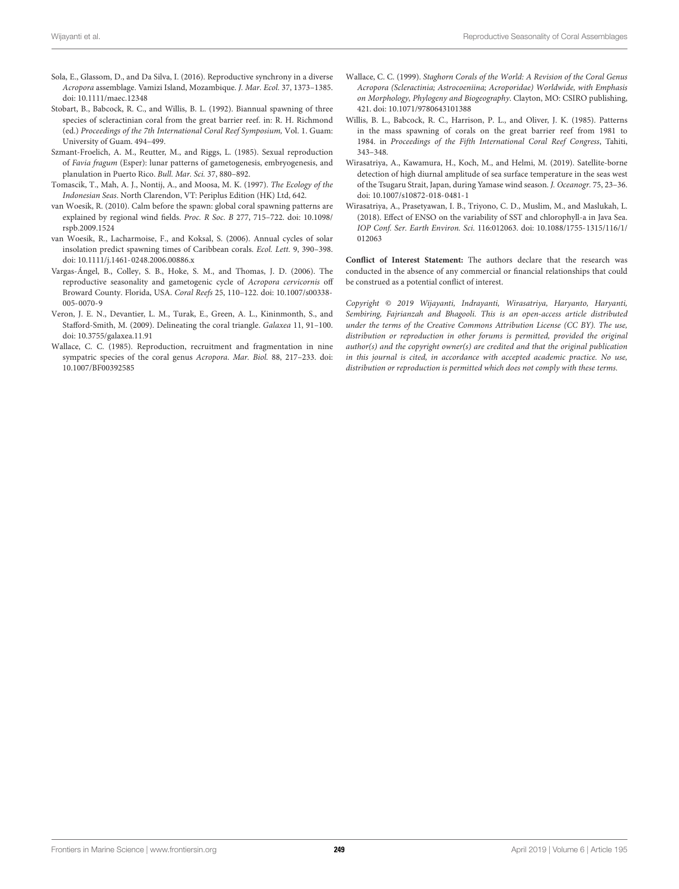Sola, E., Glassom, D., and Da Silva, I. (2016). Reproductive synchrony in a diverse *Acropora* assemblage. Vamizi Island, Mozambique. *J. Mar. Ecol.* 37, 1373–1385. doi: 10.1111/maec.12348

Stobart, B., Babcock, R. C., and Willis, B. L. (1992). Biannual spawning of three species of scleractinian coral from the great barrier reef. in: R. H. Richmond (ed.) *Proceedings of the 7th International Coral Reef Symposium*, Vol. 1. Guam: University of Guam. 494–499.

Szmant-Froelich, A. M., Reutter, M., and Riggs, L. (1985). Sexual reproduction of *Favia fragum* (Esper): lunar patterns of gametogenesis, embryogenesis, and planulation in Puerto Rico. *Bull. Mar. Sci.* 37, 880–892.

Tomascik, T., Mah, A. J., Nontij, A., and Moosa, M. K. (1997). *The Ecology of the Indonesian Seas*. North Clarendon, VT: Periplus Edition (HK) Ltd, 642.

van Woesik, R. (2010). Calm before the spawn: global coral spawning patterns are explained by regional wind fields. *Proc. R Soc. B* 277, 715–722. doi: 10.1098/rspb.2009.1524

van Woesik, R., Lacharmoise, F., and Koksal, S. (2006). Annual cycles of solar insolation predict spawning times of Caribbean corals. *Ecol. Lett.* 9, 390–398. doi: 10.1111/j.1461-0248.2006.00886.x

Vargas-Ángel, B., Colley, S. B., Hoke, S. M., and Thomas, J. D. (2006). The reproductive seasonality and gametogenic cycle of *Acropora cervicornis* off Broward County. Florida, USA. *Coral Reefs* 25, 110–122. doi: 10.1007/s00338-005-0070-9

Veron, J. E. N., Devantier, L. M., Turak, E., Green, A. L., Kininmonth, S., and Stafford-Smith, M. (2009). Delineating the coral triangle. *Galaxea* 11, 91–100. doi: 10.3755/galaxea.11.91

Wallace, C. C. (1985). Reproduction, recruitment and fragmentation in nine sympatric species of the coral genus *Acropora*. *Mar. Biol.* 88, 217–233. doi: 10.1007/BF00392585

Wallace, C. C. (1999). *Staghorn Corals of the World: A Revision of the Coral Genus Acropora (Scleractinia; Astrocoeniina; Acroporidae) Worldwide, with Emphasis on Morphology, Phylogeny and Biogeography*. Clayton, MO: CSIRO publishing, 421. doi: 10.1071/9780643101388

Willis, B. L., Babcock, R. C., Harrison, P. L., and Oliver, J. K. (1985). Patterns in the mass spawning of corals on the great barrier reef from 1981 to 1984. in *Proceedings of the Fifth International Coral Reef Congress*, Tahiti, 343–348.

Wirasatriya, A., Kawamura, H., Koch, M., and Helmi, M. (2019). Satellite-borne detection of high diurnal amplitude of sea surface temperature in the seas west of the Tsugaru Strait, Japan, during Yamase wind season. *J. Oceanogr.* 75, 23–36. doi: 10.1007/s10872-018-0481-1

Wirasatriya, A., Prasetyawan, I. B., Triyono, C. D., Muslim, M., and Maslukah, L. (2018). Effect of ENSO on the variability of SST and chlorophyll-a in Java Sea. *IOP Conf. Ser. Earth Environ. Sci.* 116:012063. doi: 10.1088/1755-1315/116/1/012063

**Conflict of Interest Statement:** The authors declare that the research was conducted in the absence of any commercial or financial relationships that could be construed as a potential conflict of interest.

*Copyright © 2019 Wijayanti, Indrayanti, Wirasatriya, Haryanto, Haryanti, Sembiring, Fajrianzah and Bhagooli. This is an open-access article distributed under the terms of the Creative Commons Attribution License (CC BY). The use, distribution or reproduction in other forums is permitted, provided the original author(s) and the copyright owner(s) are credited and that the original publication in this journal is cited, in accordance with accepted academic practice. No use, distribution or reproduction is permitted which does not comply with these terms.*